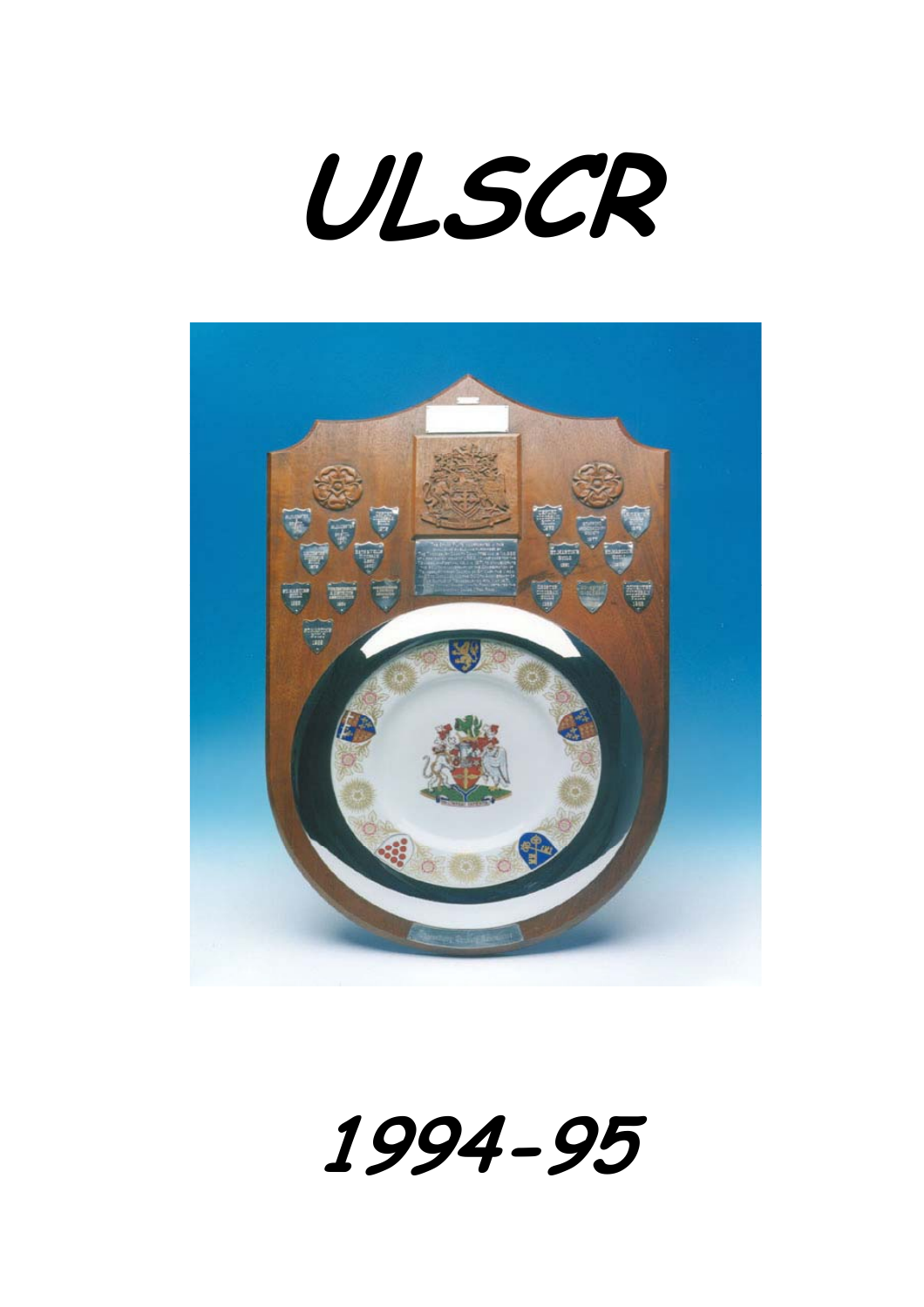# ULSCR

# 1994-95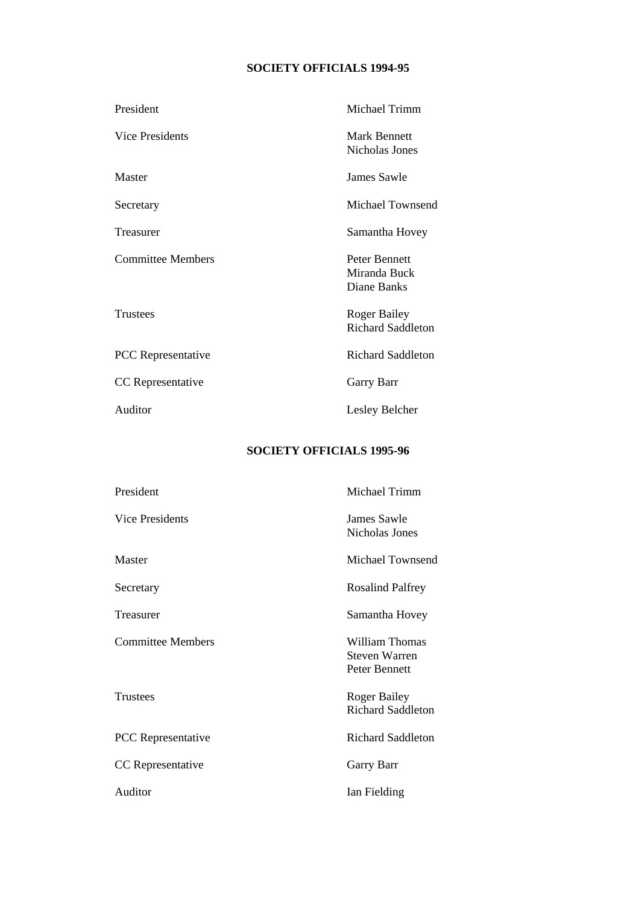## SOCIETY OFFICIALS 1994-95

| | |
|---|---|
| President | Michael Trimm |
| Vice Presidents | Mark Bennett<br>Nicholas Jones |
| Master | James Sawle |
| Secretary | Michael Townsend |
| Treasurer | Samantha Hovey |
| Committee Members | Peter Bennett<br>Miranda Buck<br>Diane Banks |
| Trustees | Roger Bailey<br>Richard Saddleton |
| PCC Representative | Richard Saddleton |
| CC Representative | Garry Barr |
| Auditor | Lesley Belcher |

## SOCIETY OFFICIALS 1995-96

| | |
|---|---|
| President | Michael Trimm |
| Vice Presidents | James Sawle<br>Nicholas Jones |
| Master | Michael Townsend |
| Secretary | Rosalind Palfrey |
| Treasurer | Samantha Hovey |
| Committee Members | William Thomas<br>Steven Warren<br>Peter Bennett |
| Trustees | Roger Bailey<br>Richard Saddleton |
| PCC Representative | Richard Saddleton |
| CC Representative | Garry Barr |
| Auditor | Ian Fielding |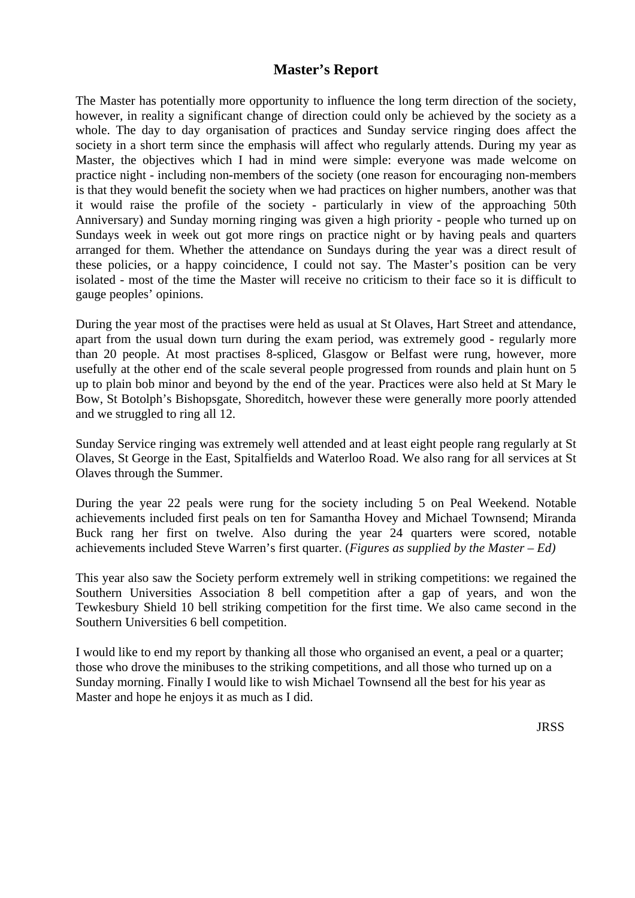## Master's Report

The Master has potentially more opportunity to influence the long term direction of the society, however, in reality a significant change of direction could only be achieved by the society as a whole. The day to day organisation of practices and Sunday service ringing does affect the society in a short term since the emphasis will affect who regularly attends. During my year as Master, the objectives which I had in mind were simple: everyone was made welcome on practice night - including non-members of the society (one reason for encouraging non-members is that they would benefit the society when we had practices on higher numbers, another was that it would raise the profile of the society - particularly in view of the approaching 50th Anniversary) and Sunday morning ringing was given a high priority - people who turned up on Sundays week in week out got more rings on practice night or by having peals and quarters arranged for them. Whether the attendance on Sundays during the year was a direct result of these policies, or a happy coincidence, I could not say. The Master's position can be very isolated - most of the time the Master will receive no criticism to their face so it is difficult to gauge peoples' opinions.

During the year most of the practises were held as usual at St Olaves, Hart Street and attendance, apart from the usual down turn during the exam period, was extremely good - regularly more than 20 people. At most practises 8-spliced, Glasgow or Belfast were rung, however, more usefully at the other end of the scale several people progressed from rounds and plain hunt on 5 up to plain bob minor and beyond by the end of the year. Practices were also held at St Mary le Bow, St Botolph's Bishopsgate, Shoreditch, however these were generally more poorly attended and we struggled to ring all 12.

Sunday Service ringing was extremely well attended and at least eight people rang regularly at St Olaves, St George in the East, Spitalfields and Waterloo Road. We also rang for all services at St Olaves through the Summer.

During the year 22 peals were rung for the society including 5 on Peal Weekend. Notable achievements included first peals on ten for Samantha Hovey and Michael Townsend; Miranda Buck rang her first on twelve. Also during the year 24 quarters were scored, notable achievements included Steve Warren's first quarter. (*Figures as supplied by the Master – Ed)*

This year also saw the Society perform extremely well in striking competitions: we regained the Southern Universities Association 8 bell competition after a gap of years, and won the Tewkesbury Shield 10 bell striking competition for the first time. We also came second in the Southern Universities 6 bell competition.

I would like to end my report by thanking all those who organised an event, a peal or a quarter; those who drove the minibuses to the striking competitions, and all those who turned up on a Sunday morning. Finally I would like to wish Michael Townsend all the best for his year as Master and hope he enjoys it as much as I did.

JRSS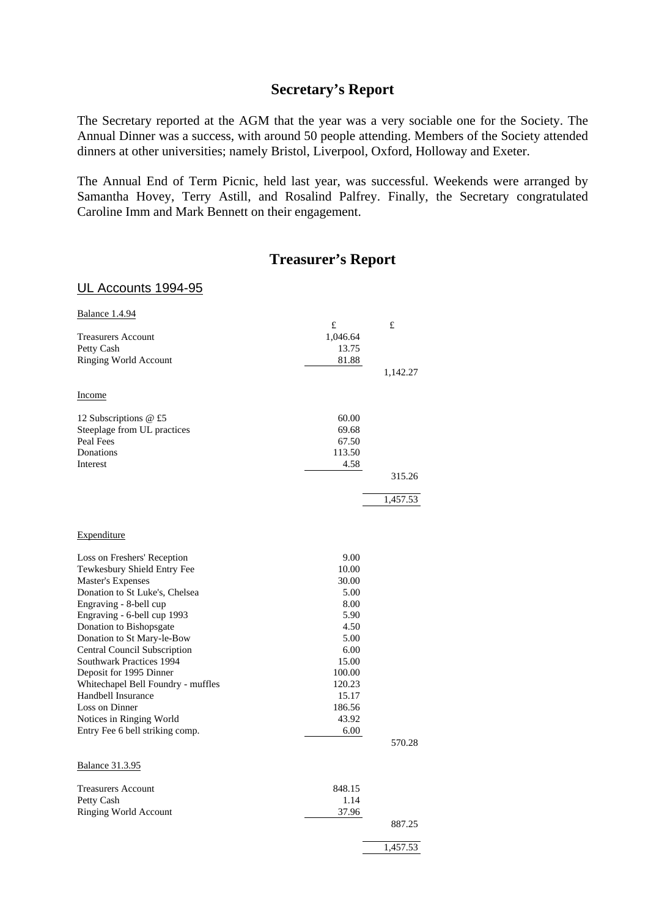## Secretary's Report

The Secretary reported at the AGM that the year was a very sociable one for the Society. The Annual Dinner was a success, with around 50 people attending. Members of the Society attended dinners at other universities; namely Bristol, Liverpool, Oxford, Holloway and Exeter.

The Annual End of Term Picnic, held last year, was successful. Weekends were arranged by Samantha Hovey, Terry Astill, and Rosalind Palfrey. Finally, the Secretary congratulated Caroline Imm and Mark Bennett on their engagement.

## Treasurer's Report

### UL Accounts 1994-95

| Balance 1.4.94 | £ | £ |
|---|---|---|
| Treasurers Account | 1,046.64 | |
| Petty Cash | 13.75 | |
| Ringing World Account | 81.88 | |
| | | 1,142.27 |
| **Income** | | |
| 12 Subscriptions @ £5 | 60.00 | |
| Steeplage from UL practices | 69.68 | |
| Peal Fees | 67.50 | |
| Donations | 113.50 | |
| Interest | 4.58 | |
| | | 315.26 |
| | | 1,457.53 |
| **Expenditure** | | |
| Loss on Freshers' Reception | 9.00 | |
| Tewkesbury Shield Entry Fee | 10.00 | |
| Master's Expenses | 30.00 | |
| Donation to St Luke's, Chelsea | 5.00 | |
| Engraving - 8-bell cup | 8.00 | |
| Engraving - 6-bell cup 1993 | 5.90 | |
| Donation to Bishopsgate | 4.50 | |
| Donation to St Mary-le-Bow | 5.00 | |
| Central Council Subscription | 6.00 | |
| Southwark Practices 1994 | 15.00 | |
| Deposit for 1995 Dinner | 100.00 | |
| Whitechapel Bell Foundry - muffles | 120.23 | |
| Handbell Insurance | 15.17 | |
| Loss on Dinner | 186.56 | |
| Notices in Ringing World | 43.92 | |
| Entry Fee 6 bell striking comp. | 6.00 | |
| | | 570.28 |
| **Balance 31.3.95** | | |
| Treasurers Account | 848.15 | |
| Petty Cash | 1.14 | |
| Ringing World Account | 37.96 | |
| | | 887.25 |
| | | 1,457.53 |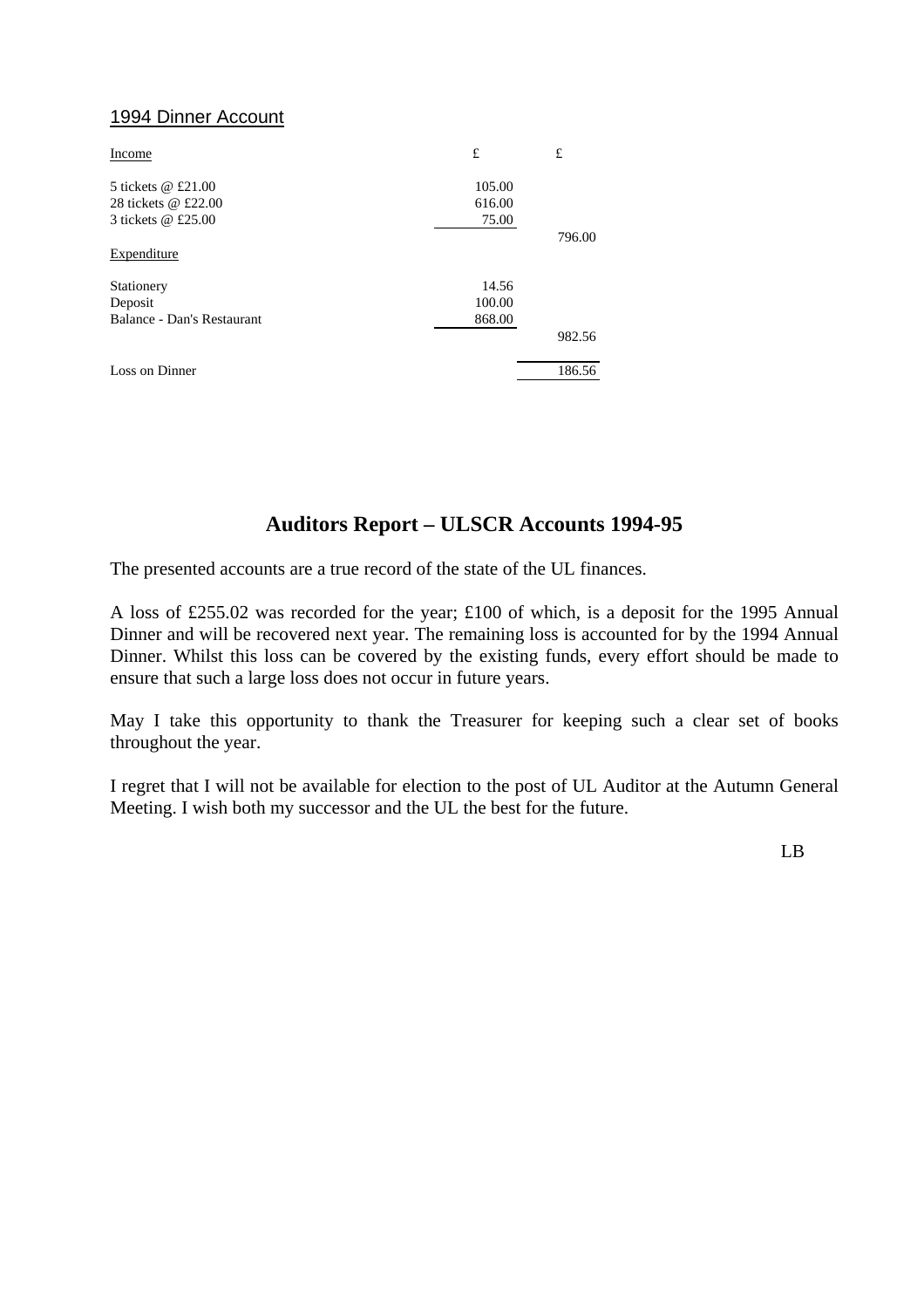## 1994 Dinner Account

| Income | £ | £ |
|---|---|---|
| 5 tickets @ £21.00 | 105.00 | |
| 28 tickets @ £22.00 | 616.00 | |
| 3 tickets @ £25.00 | 75.00 | |
| | | 796.00 |
| Expenditure | | |
| Stationery | 14.56 | |
| Deposit | 100.00 | |
| Balance - Dan's Restaurant | 868.00 | |
| | | 982.56 |
| Loss on Dinner | | 186.56 |

## Auditors Report – ULSCR Accounts 1994-95

The presented accounts are a true record of the state of the UL finances.

A loss of £255.02 was recorded for the year; £100 of which, is a deposit for the 1995 Annual Dinner and will be recovered next year. The remaining loss is accounted for by the 1994 Annual Dinner. Whilst this loss can be covered by the existing funds, every effort should be made to ensure that such a large loss does not occur in future years.

May I take this opportunity to thank the Treasurer for keeping such a clear set of books throughout the year.

I regret that I will not be available for election to the post of UL Auditor at the Autumn General Meeting. I wish both my successor and the UL the best for the future.

LB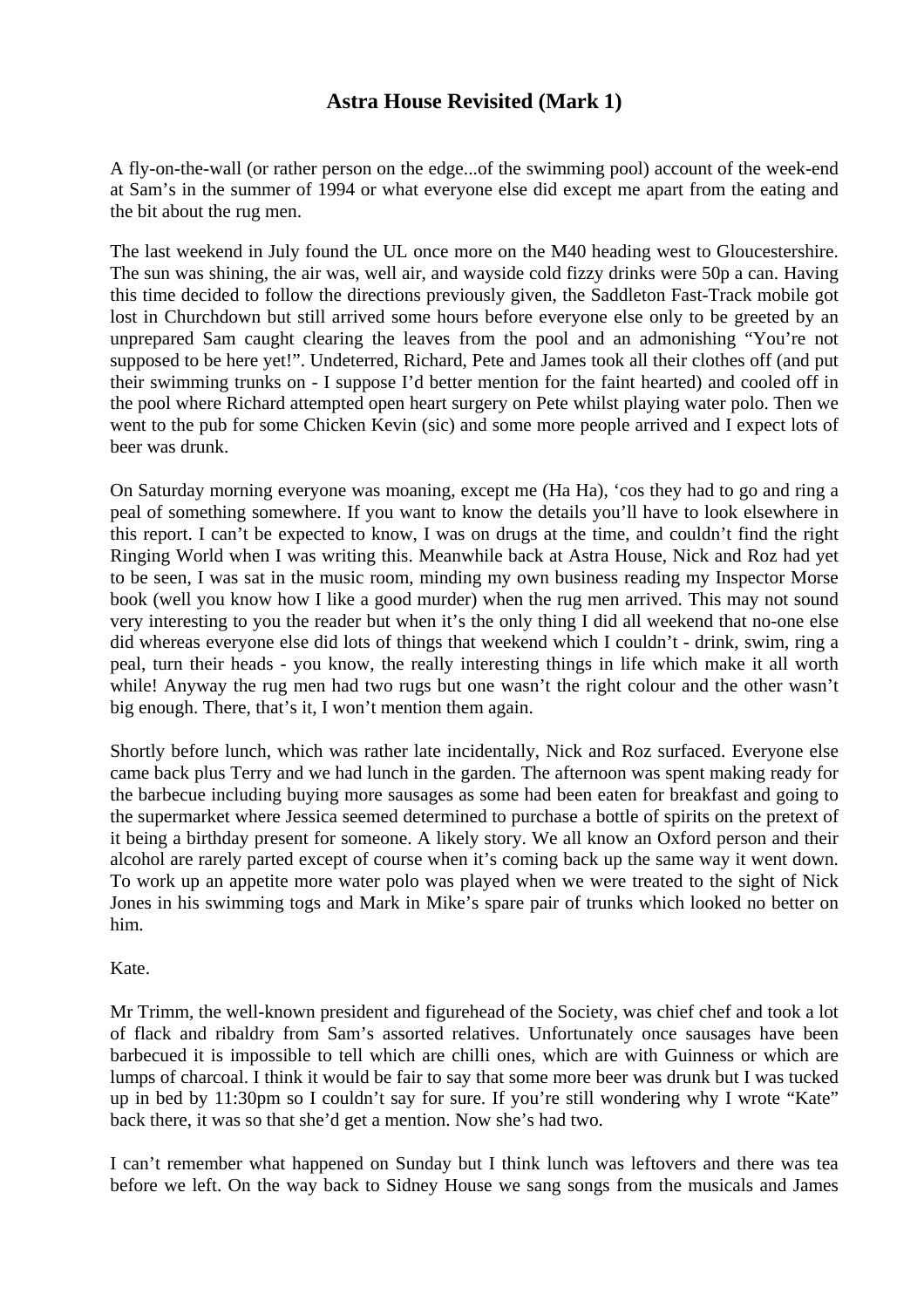# Astra House Revisited (Mark 1)

A fly-on-the-wall (or rather person on the edge...of the swimming pool) account of the week-end at Sam's in the summer of 1994 or what everyone else did except me apart from the eating and the bit about the rug men.

The last weekend in July found the UL once more on the M40 heading west to Gloucestershire. The sun was shining, the air was, well air, and wayside cold fizzy drinks were 50p a can. Having this time decided to follow the directions previously given, the Saddleton Fast-Track mobile got lost in Churchdown but still arrived some hours before everyone else only to be greeted by an unprepared Sam caught clearing the leaves from the pool and an admonishing "You're not supposed to be here yet!". Undeterred, Richard, Pete and James took all their clothes off (and put their swimming trunks on - I suppose I'd better mention for the faint hearted) and cooled off in the pool where Richard attempted open heart surgery on Pete whilst playing water polo. Then we went to the pub for some Chicken Kevin (sic) and some more people arrived and I expect lots of beer was drunk.

On Saturday morning everyone was moaning, except me (Ha Ha), 'cos they had to go and ring a peal of something somewhere. If you want to know the details you'll have to look elsewhere in this report. I can't be expected to know, I was on drugs at the time, and couldn't find the right Ringing World when I was writing this. Meanwhile back at Astra House, Nick and Roz had yet to be seen, I was sat in the music room, minding my own business reading my Inspector Morse book (well you know how I like a good murder) when the rug men arrived. This may not sound very interesting to you the reader but when it's the only thing I did all weekend that no-one else did whereas everyone else did lots of things that weekend which I couldn't - drink, swim, ring a peal, turn their heads - you know, the really interesting things in life which make it all worth while! Anyway the rug men had two rugs but one wasn't the right colour and the other wasn't big enough. There, that's it, I won't mention them again.

Shortly before lunch, which was rather late incidentally, Nick and Roz surfaced. Everyone else came back plus Terry and we had lunch in the garden. The afternoon was spent making ready for the barbecue including buying more sausages as some had been eaten for breakfast and going to the supermarket where Jessica seemed determined to purchase a bottle of spirits on the pretext of it being a birthday present for someone. A likely story. We all know an Oxford person and their alcohol are rarely parted except of course when it's coming back up the same way it went down. To work up an appetite more water polo was played when we were treated to the sight of Nick Jones in his swimming togs and Mark in Mike's spare pair of trunks which looked no better on him.

Kate.

Mr Trimm, the well-known president and figurehead of the Society, was chief chef and took a lot of flack and ribaldry from Sam's assorted relatives. Unfortunately once sausages have been barbecued it is impossible to tell which are chilli ones, which are with Guinness or which are lumps of charcoal. I think it would be fair to say that some more beer was drunk but I was tucked up in bed by 11:30pm so I couldn't say for sure. If you're still wondering why I wrote "Kate" back there, it was so that she'd get a mention. Now she's had two.

I can't remember what happened on Sunday but I think lunch was leftovers and there was tea before we left. On the way back to Sidney House we sang songs from the musicals and James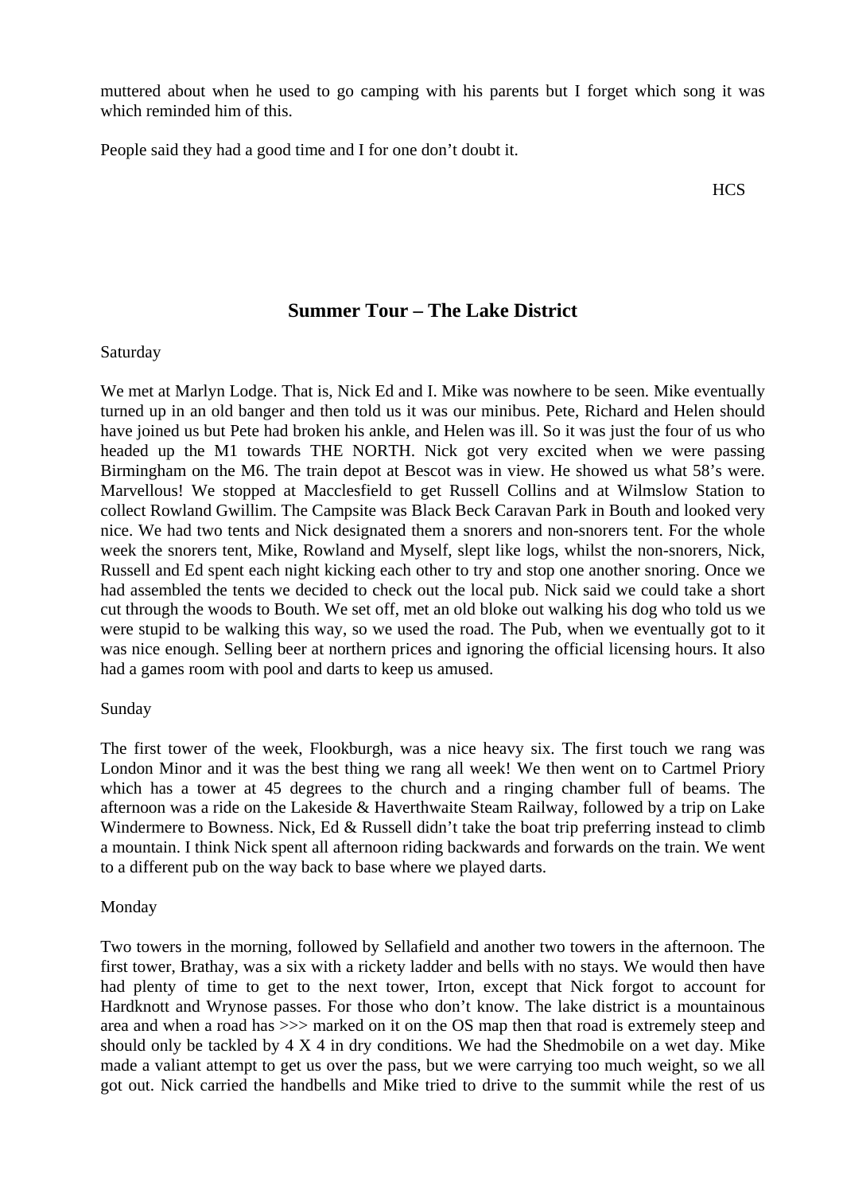muttered about when he used to go camping with his parents but I forget which song it was which reminded him of this.

People said they had a good time and I for one don't doubt it.

HCS

## Summer Tour – The Lake District

Saturday

We met at Marlyn Lodge. That is, Nick Ed and I. Mike was nowhere to be seen. Mike eventually turned up in an old banger and then told us it was our minibus. Pete, Richard and Helen should have joined us but Pete had broken his ankle, and Helen was ill. So it was just the four of us who headed up the M1 towards THE NORTH. Nick got very excited when we were passing Birmingham on the M6. The train depot at Bescot was in view. He showed us what 58's were. Marvellous! We stopped at Macclesfield to get Russell Collins and at Wilmslow Station to collect Rowland Gwillim. The Campsite was Black Beck Caravan Park in Bouth and looked very nice. We had two tents and Nick designated them a snorers and non-snorers tent. For the whole week the snorers tent, Mike, Rowland and Myself, slept like logs, whilst the non-snorers, Nick, Russell and Ed spent each night kicking each other to try and stop one another snoring. Once we had assembled the tents we decided to check out the local pub. Nick said we could take a short cut through the woods to Bouth. We set off, met an old bloke out walking his dog who told us we were stupid to be walking this way, so we used the road. The Pub, when we eventually got to it was nice enough. Selling beer at northern prices and ignoring the official licensing hours. It also had a games room with pool and darts to keep us amused.

Sunday

The first tower of the week, Flookburgh, was a nice heavy six. The first touch we rang was London Minor and it was the best thing we rang all week! We then went on to Cartmel Priory which has a tower at 45 degrees to the church and a ringing chamber full of beams. The afternoon was a ride on the Lakeside & Haverthwaite Steam Railway, followed by a trip on Lake Windermere to Bowness. Nick, Ed & Russell didn't take the boat trip preferring instead to climb a mountain. I think Nick spent all afternoon riding backwards and forwards on the train. We went to a different pub on the way back to base where we played darts.

Monday

Two towers in the morning, followed by Sellafield and another two towers in the afternoon. The first tower, Brathay, was a six with a rickety ladder and bells with no stays. We would then have had plenty of time to get to the next tower, Irton, except that Nick forgot to account for Hardknott and Wrynose passes. For those who don't know. The lake district is a mountainous area and when a road has >>> marked on it on the OS map then that road is extremely steep and should only be tackled by 4 X 4 in dry conditions. We had the Shedmobile on a wet day. Mike made a valiant attempt to get us over the pass, but we were carrying too much weight, so we all got out. Nick carried the handbells and Mike tried to drive to the summit while the rest of us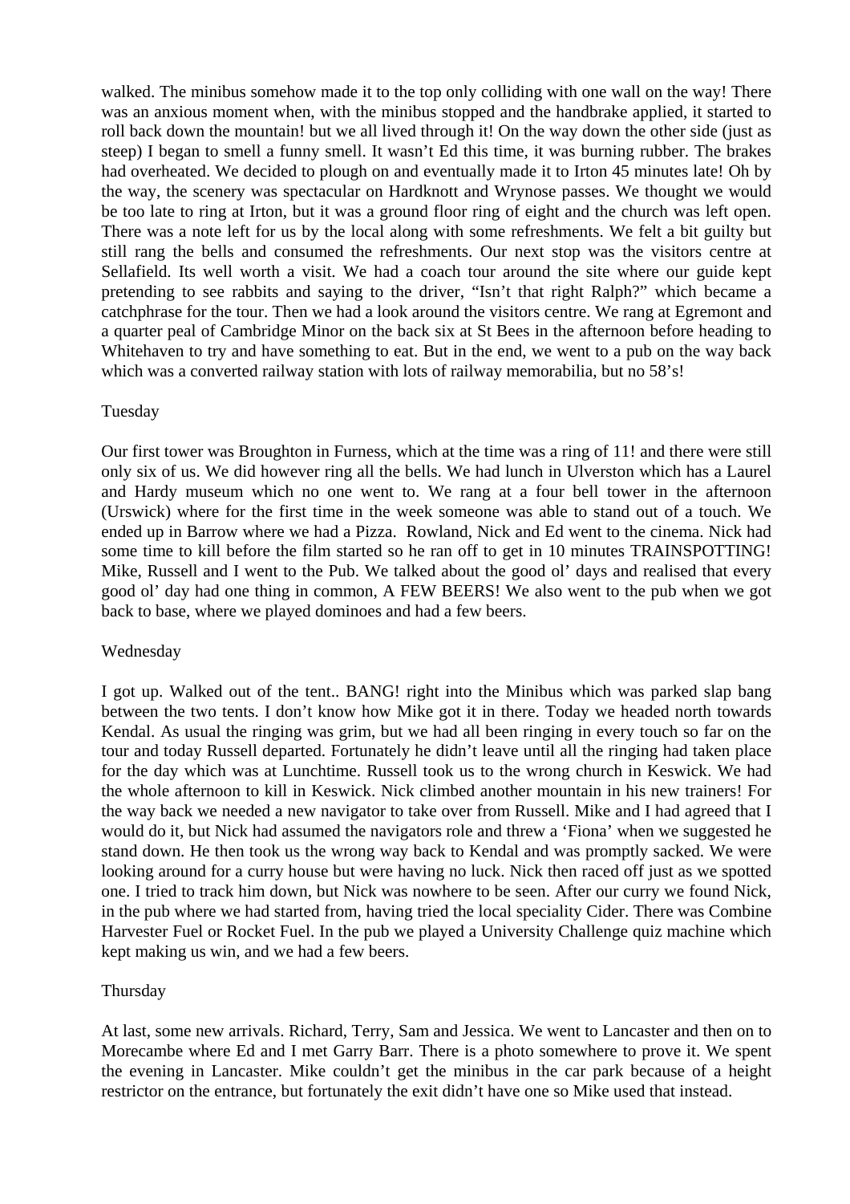walked. The minibus somehow made it to the top only colliding with one wall on the way! There was an anxious moment when, with the minibus stopped and the handbrake applied, it started to roll back down the mountain! but we all lived through it! On the way down the other side (just as steep) I began to smell a funny smell. It wasn't Ed this time, it was burning rubber. The brakes had overheated. We decided to plough on and eventually made it to Irton 45 minutes late! Oh by the way, the scenery was spectacular on Hardknott and Wrynose passes. We thought we would be too late to ring at Irton, but it was a ground floor ring of eight and the church was left open. There was a note left for us by the local along with some refreshments. We felt a bit guilty but still rang the bells and consumed the refreshments. Our next stop was the visitors centre at Sellafield. Its well worth a visit. We had a coach tour around the site where our guide kept pretending to see rabbits and saying to the driver, "Isn't that right Ralph?" which became a catchphrase for the tour. Then we had a look around the visitors centre. We rang at Egremont and a quarter peal of Cambridge Minor on the back six at St Bees in the afternoon before heading to Whitehaven to try and have something to eat. But in the end, we went to a pub on the way back which was a converted railway station with lots of railway memorabilia, but no 58's!

Tuesday

Our first tower was Broughton in Furness, which at the time was a ring of 11! and there were still only six of us. We did however ring all the bells. We had lunch in Ulverston which has a Laurel and Hardy museum which no one went to. We rang at a four bell tower in the afternoon (Urswick) where for the first time in the week someone was able to stand out of a touch. We ended up in Barrow where we had a Pizza. Rowland, Nick and Ed went to the cinema. Nick had some time to kill before the film started so he ran off to get in 10 minutes TRAINSPOTTING! Mike, Russell and I went to the Pub. We talked about the good ol' days and realised that every good ol' day had one thing in common, A FEW BEERS! We also went to the pub when we got back to base, where we played dominoes and had a few beers.

Wednesday

I got up. Walked out of the tent.. BANG! right into the Minibus which was parked slap bang between the two tents. I don't know how Mike got it in there. Today we headed north towards Kendal. As usual the ringing was grim, but we had all been ringing in every touch so far on the tour and today Russell departed. Fortunately he didn't leave until all the ringing had taken place for the day which was at Lunchtime. Russell took us to the wrong church in Keswick. We had the whole afternoon to kill in Keswick. Nick climbed another mountain in his new trainers! For the way back we needed a new navigator to take over from Russell. Mike and I had agreed that I would do it, but Nick had assumed the navigators role and threw a 'Fiona' when we suggested he stand down. He then took us the wrong way back to Kendal and was promptly sacked. We were looking around for a curry house but were having no luck. Nick then raced off just as we spotted one. I tried to track him down, but Nick was nowhere to be seen. After our curry we found Nick, in the pub where we had started from, having tried the local speciality Cider. There was Combine Harvester Fuel or Rocket Fuel. In the pub we played a University Challenge quiz machine which kept making us win, and we had a few beers.

Thursday

At last, some new arrivals. Richard, Terry, Sam and Jessica. We went to Lancaster and then on to Morecambe where Ed and I met Garry Barr. There is a photo somewhere to prove it. We spent the evening in Lancaster. Mike couldn't get the minibus in the car park because of a height restrictor on the entrance, but fortunately the exit didn't have one so Mike used that instead.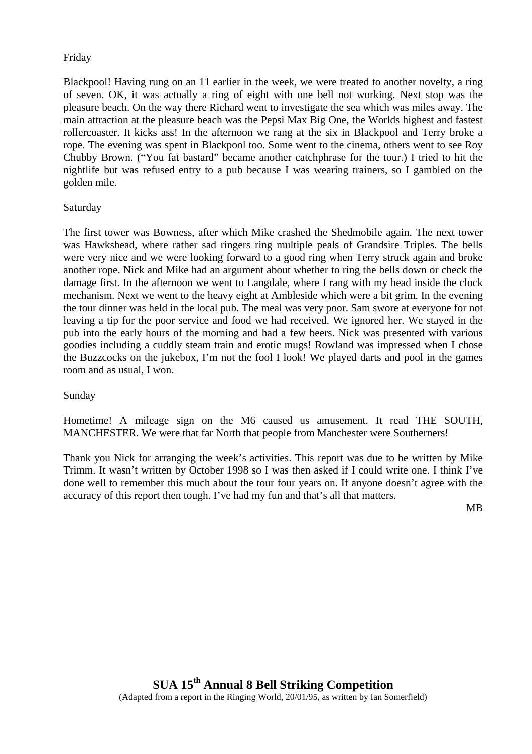Friday

Blackpool! Having rung on an 11 earlier in the week, we were treated to another novelty, a ring of seven. OK, it was actually a ring of eight with one bell not working. Next stop was the pleasure beach. On the way there Richard went to investigate the sea which was miles away. The main attraction at the pleasure beach was the Pepsi Max Big One, the Worlds highest and fastest rollercoaster. It kicks ass! In the afternoon we rang at the six in Blackpool and Terry broke a rope. The evening was spent in Blackpool too. Some went to the cinema, others went to see Roy Chubby Brown. ("You fat bastard" became another catchphrase for the tour.) I tried to hit the nightlife but was refused entry to a pub because I was wearing trainers, so I gambled on the golden mile.

Saturday

The first tower was Bowness, after which Mike crashed the Shedmobile again. The next tower was Hawkshead, where rather sad ringers ring multiple peals of Grandsire Triples. The bells were very nice and we were looking forward to a good ring when Terry struck again and broke another rope. Nick and Mike had an argument about whether to ring the bells down or check the damage first. In the afternoon we went to Langdale, where I rang with my head inside the clock mechanism. Next we went to the heavy eight at Ambleside which were a bit grim. In the evening the tour dinner was held in the local pub. The meal was very poor. Sam swore at everyone for not leaving a tip for the poor service and food we had received. We ignored her. We stayed in the pub into the early hours of the morning and had a few beers. Nick was presented with various goodies including a cuddly steam train and erotic mugs! Rowland was impressed when I chose the Buzzcocks on the jukebox, I'm not the fool I look! We played darts and pool in the games room and as usual, I won.

Sunday

Hometime! A mileage sign on the M6 caused us amusement. It read THE SOUTH, MANCHESTER. We were that far North that people from Manchester were Southerners!

Thank you Nick for arranging the week's activities. This report was due to be written by Mike Trimm. It wasn't written by October 1998 so I was then asked if I could write one. I think I've done well to remember this much about the tour four years on. If anyone doesn't agree with the accuracy of this report then tough. I've had my fun and that's all that matters.

MB

## SUA 15th Annual 8 Bell Striking Competition

(Adapted from a report in the Ringing World, 20/01/95, as written by Ian Somerfield)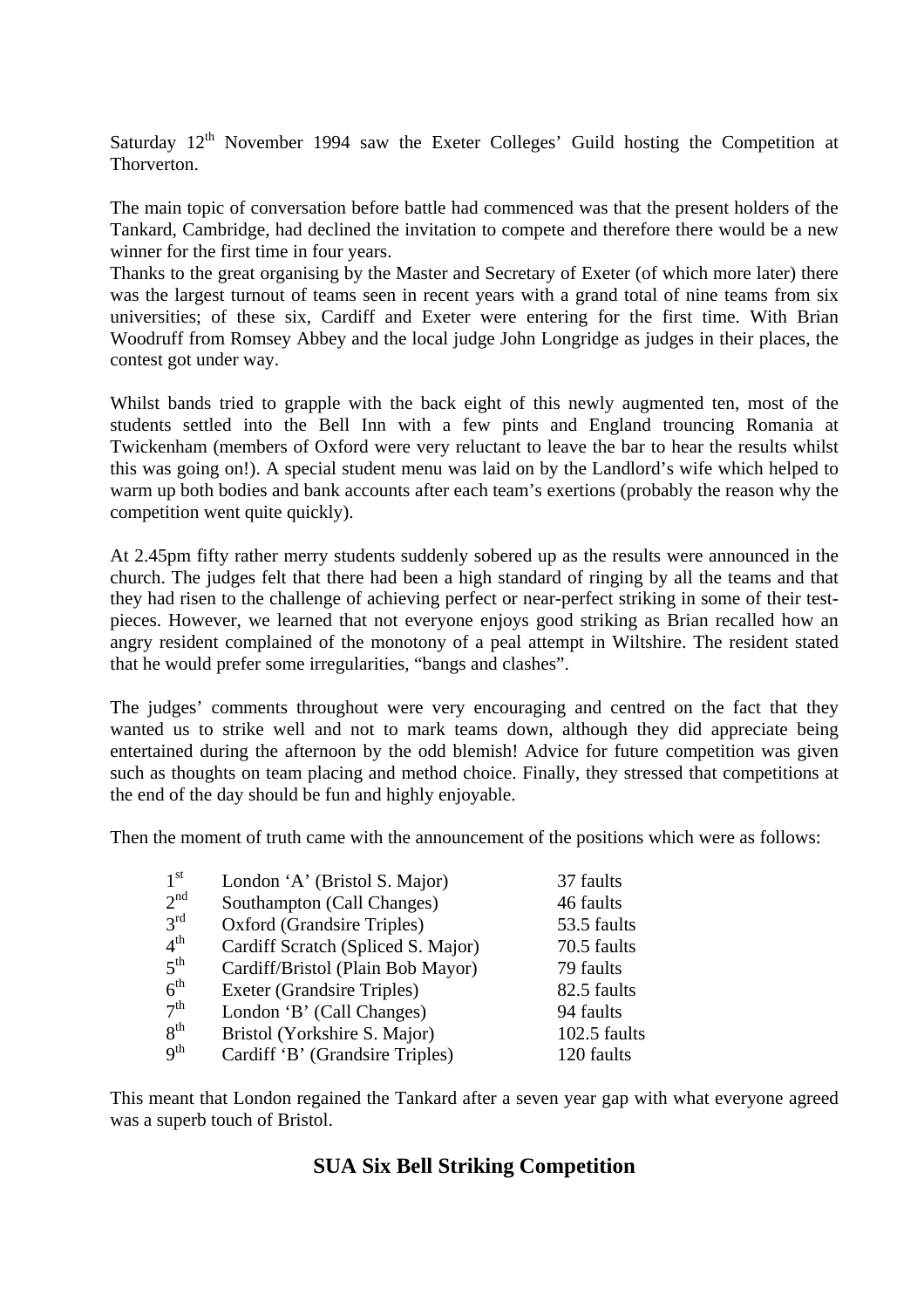Saturday 12th November 1994 saw the Exeter Colleges' Guild hosting the Competition at Thorverton.

The main topic of conversation before battle had commenced was that the present holders of the Tankard, Cambridge, had declined the invitation to compete and therefore there would be a new winner for the first time in four years.
Thanks to the great organising by the Master and Secretary of Exeter (of which more later) there was the largest turnout of teams seen in recent years with a grand total of nine teams from six universities; of these six, Cardiff and Exeter were entering for the first time. With Brian Woodruff from Romsey Abbey and the local judge John Longridge as judges in their places, the contest got under way.

Whilst bands tried to grapple with the back eight of this newly augmented ten, most of the students settled into the Bell Inn with a few pints and England trouncing Romania at Twickenham (members of Oxford were very reluctant to leave the bar to hear the results whilst this was going on!). A special student menu was laid on by the Landlord's wife which helped to warm up both bodies and bank accounts after each team's exertions (probably the reason why the competition went quite quickly).

At 2.45pm fifty rather merry students suddenly sobered up as the results were announced in the church. The judges felt that there had been a high standard of ringing by all the teams and that they had risen to the challenge of achieving perfect or near-perfect striking in some of their test-pieces. However, we learned that not everyone enjoys good striking as Brian recalled how an angry resident complained of the monotony of a peal attempt in Wiltshire. The resident stated that he would prefer some irregularities, "bangs and clashes".

The judges' comments throughout were very encouraging and centred on the fact that they wanted us to strike well and not to mark teams down, although they did appreciate being entertained during the afternoon by the odd blemish! Advice for future competition was given such as thoughts on team placing and method choice. Finally, they stressed that competitions at the end of the day should be fun and highly enjoyable.

Then the moment of truth came with the announcement of the positions which were as follows:

| | | |
|---|---|---|
| 1st | London 'A' (Bristol S. Major) | 37 faults |
| 2nd | Southampton (Call Changes) | 46 faults |
| 3rd | Oxford (Grandsire Triples) | 53.5 faults |
| 4th | Cardiff Scratch (Spliced S. Major) | 70.5 faults |
| 5th | Cardiff/Bristol (Plain Bob Mayor) | 79 faults |
| 6th | Exeter (Grandsire Triples) | 82.5 faults |
| 7th | London 'B' (Call Changes) | 94 faults |
| 8th | Bristol (Yorkshire S. Major) | 102.5 faults |
| 9th | Cardiff 'B' (Grandsire Triples) | 120 faults |

This meant that London regained the Tankard after a seven year gap with what everyone agreed was a superb touch of Bristol.

## SUA Six Bell Striking Competition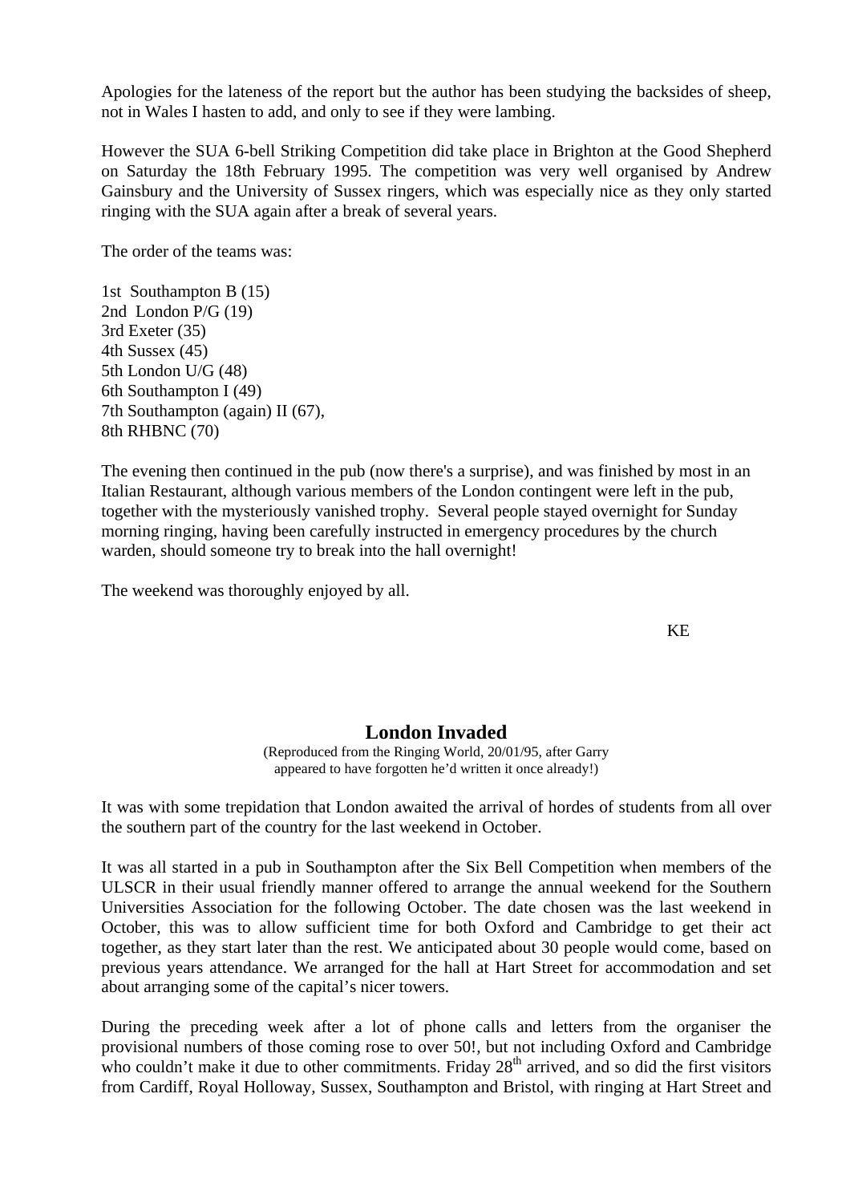Apologies for the lateness of the report but the author has been studying the backsides of sheep, not in Wales I hasten to add, and only to see if they were lambing.

However the SUA 6-bell Striking Competition did take place in Brighton at the Good Shepherd on Saturday the 18th February 1995. The competition was very well organised by Andrew Gainsbury and the University of Sussex ringers, which was especially nice as they only started ringing with the SUA again after a break of several years.

The order of the teams was:

1st Southampton B (15)
2nd London P/G (19)
3rd Exeter (35)
4th Sussex (45)
5th London U/G (48)
6th Southampton I (49)
7th Southampton (again) II (67),
8th RHBNC (70)

The evening then continued in the pub (now there's a surprise), and was finished by most in an Italian Restaurant, although various members of the London contingent were left in the pub, together with the mysteriously vanished trophy. Several people stayed overnight for Sunday morning ringing, having been carefully instructed in emergency procedures by the church warden, should someone try to break into the hall overnight!

The weekend was thoroughly enjoyed by all.

KE

## London Invaded

(Reproduced from the Ringing World, 20/01/95, after Garry appeared to have forgotten he'd written it once already!)

It was with some trepidation that London awaited the arrival of hordes of students from all over the southern part of the country for the last weekend in October.

It was all started in a pub in Southampton after the Six Bell Competition when members of the ULSCR in their usual friendly manner offered to arrange the annual weekend for the Southern Universities Association for the following October. The date chosen was the last weekend in October, this was to allow sufficient time for both Oxford and Cambridge to get their act together, as they start later than the rest. We anticipated about 30 people would come, based on previous years attendance. We arranged for the hall at Hart Street for accommodation and set about arranging some of the capital's nicer towers.

During the preceding week after a lot of phone calls and letters from the organiser the provisional numbers of those coming rose to over 50!, but not including Oxford and Cambridge who couldn't make it due to other commitments. Friday 28th arrived, and so did the first visitors from Cardiff, Royal Holloway, Sussex, Southampton and Bristol, with ringing at Hart Street and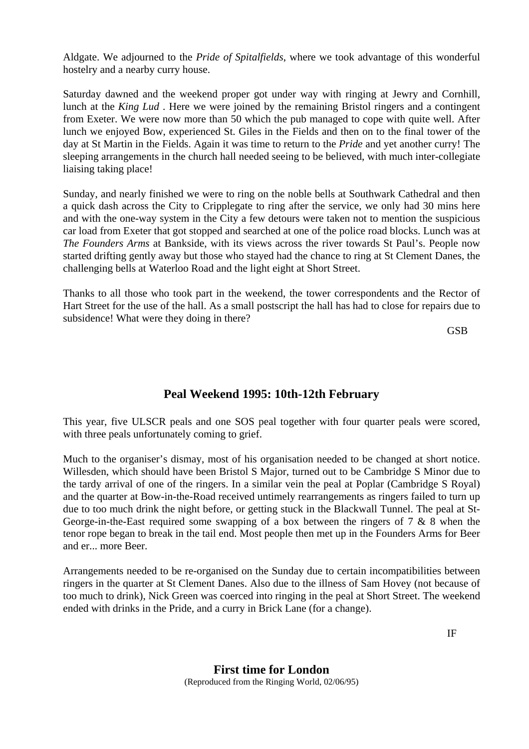Aldgate. We adjourned to the *Pride of Spitalfields*, where we took advantage of this wonderful hostelry and a nearby curry house.

Saturday dawned and the weekend proper got under way with ringing at Jewry and Cornhill, lunch at the *King Lud* . Here we were joined by the remaining Bristol ringers and a contingent from Exeter. We were now more than 50 which the pub managed to cope with quite well. After lunch we enjoyed Bow, experienced St. Giles in the Fields and then on to the final tower of the day at St Martin in the Fields. Again it was time to return to the *Pride* and yet another curry! The sleeping arrangements in the church hall needed seeing to be believed, with much inter-collegiate liaising taking place!

Sunday, and nearly finished we were to ring on the noble bells at Southwark Cathedral and then a quick dash across the City to Cripplegate to ring after the service, we only had 30 mins here and with the one-way system in the City a few detours were taken not to mention the suspicious car load from Exeter that got stopped and searched at one of the police road blocks. Lunch was at *The Founders Arms* at Bankside, with its views across the river towards St Paul's. People now started drifting gently away but those who stayed had the chance to ring at St Clement Danes, the challenging bells at Waterloo Road and the light eight at Short Street.

Thanks to all those who took part in the weekend, the tower correspondents and the Rector of Hart Street for the use of the hall. As a small postscript the hall has had to close for repairs due to subsidence! What were they doing in there?

GSB

## Peal Weekend 1995: 10th-12th February

This year, five ULSCR peals and one SOS peal together with four quarter peals were scored, with three peals unfortunately coming to grief.

Much to the organiser's dismay, most of his organisation needed to be changed at short notice. Willesden, which should have been Bristol S Major, turned out to be Cambridge S Minor due to the tardy arrival of one of the ringers. In a similar vein the peal at Poplar (Cambridge S Royal) and the quarter at Bow-in-the-Road received untimely rearrangements as ringers failed to turn up due to too much drink the night before, or getting stuck in the Blackwall Tunnel. The peal at St-George-in-the-East required some swapping of a box between the ringers of 7 & 8 when the tenor rope began to break in the tail end. Most people then met up in the Founders Arms for Beer and er... more Beer.

Arrangements needed to be re-organised on the Sunday due to certain incompatibilities between ringers in the quarter at St Clement Danes. Also due to the illness of Sam Hovey (not because of too much to drink), Nick Green was coerced into ringing in the peal at Short Street. The weekend ended with drinks in the Pride, and a curry in Brick Lane (for a change).

IF

## First time for London

(Reproduced from the Ringing World, 02/06/95)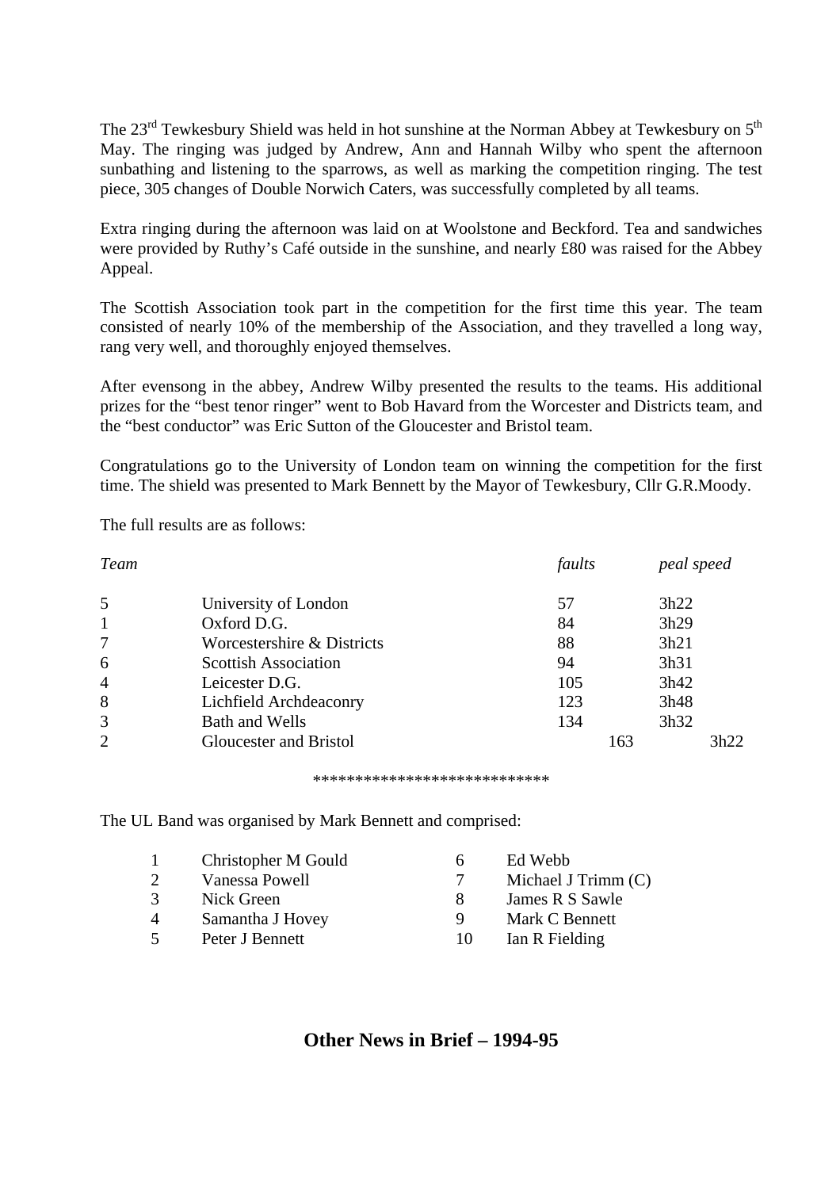The 23rd Tewkesbury Shield was held in hot sunshine at the Norman Abbey at Tewkesbury on 5th May. The ringing was judged by Andrew, Ann and Hannah Wilby who spent the afternoon sunbathing and listening to the sparrows, as well as marking the competition ringing. The test piece, 305 changes of Double Norwich Caters, was successfully completed by all teams.

Extra ringing during the afternoon was laid on at Woolstone and Beckford. Tea and sandwiches were provided by Ruthy's Café outside in the sunshine, and nearly £80 was raised for the Abbey Appeal.

The Scottish Association took part in the competition for the first time this year. The team consisted of nearly 10% of the membership of the Association, and they travelled a long way, rang very well, and thoroughly enjoyed themselves.

After evensong in the abbey, Andrew Wilby presented the results to the teams. His additional prizes for the "best tenor ringer" went to Bob Havard from the Worcester and Districts team, and the "best conductor" was Eric Sutton of the Gloucester and Bristol team.

Congratulations go to the University of London team on winning the competition for the first time. The shield was presented to Mark Bennett by the Mayor of Tewkesbury, Cllr G.R.Moody.

The full results are as follows:

| *Team* | | *faults* | *peal speed* |
|---|---|---|---|
| 5 | University of London | 57 | 3h22 |
| 1 | Oxford D.G. | 84 | 3h29 |
| 7 | Worcestershire & Districts | 88 | 3h21 |
| 6 | Scottish Association | 94 | 3h31 |
| 4 | Leicester D.G. | 105 | 3h42 |
| 8 | Lichfield Archdeaconry | 123 | 3h48 |
| 3 | Bath and Wells | 134 | 3h32 |
| 2 | Gloucester and Bristol | 163 | 3h22 |

****************************

The UL Band was organised by Mark Bennett and comprised:

| | | | |
|---|---|---|---|
| 1 | Christopher M Gould | 6 | Ed Webb |
| 2 | Vanessa Powell | 7 | Michael J Trimm (C) |
| 3 | Nick Green | 8 | James R S Sawle |
| 4 | Samantha J Hovey | 9 | Mark C Bennett |
| 5 | Peter J Bennett | 10 | Ian R Fielding |

## Other News in Brief – 1994-95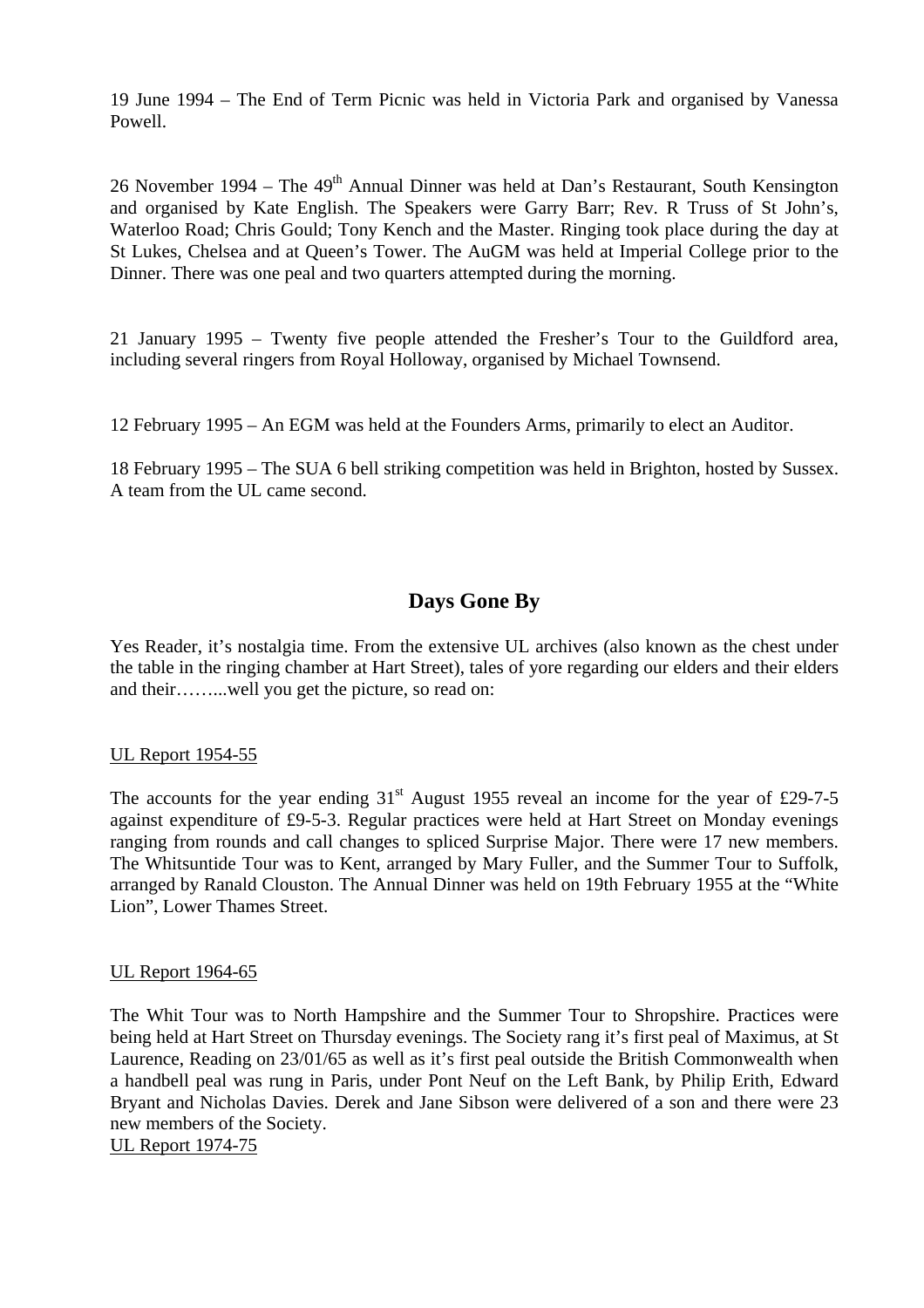19 June 1994 – The End of Term Picnic was held in Victoria Park and organised by Vanessa Powell.

26 November 1994 – The 49th Annual Dinner was held at Dan's Restaurant, South Kensington and organised by Kate English. The Speakers were Garry Barr; Rev. R Truss of St John's, Waterloo Road; Chris Gould; Tony Kench and the Master. Ringing took place during the day at St Lukes, Chelsea and at Queen's Tower. The AuGM was held at Imperial College prior to the Dinner. There was one peal and two quarters attempted during the morning.

21 January 1995 – Twenty five people attended the Fresher's Tour to the Guildford area, including several ringers from Royal Holloway, organised by Michael Townsend.

12 February 1995 – An EGM was held at the Founders Arms, primarily to elect an Auditor.

18 February 1995 – The SUA 6 bell striking competition was held in Brighton, hosted by Sussex. A team from the UL came second.

## Days Gone By

Yes Reader, it's nostalgia time. From the extensive UL archives (also known as the chest under the table in the ringing chamber at Hart Street), tales of yore regarding our elders and their elders and their……...well you get the picture, so read on:

UL Report 1954-55

The accounts for the year ending 31st August 1955 reveal an income for the year of £29-7-5 against expenditure of £9-5-3. Regular practices were held at Hart Street on Monday evenings ranging from rounds and call changes to spliced Surprise Major. There were 17 new members. The Whitsuntide Tour was to Kent, arranged by Mary Fuller, and the Summer Tour to Suffolk, arranged by Ranald Clouston. The Annual Dinner was held on 19th February 1955 at the "White Lion", Lower Thames Street.

UL Report 1964-65

The Whit Tour was to North Hampshire and the Summer Tour to Shropshire. Practices were being held at Hart Street on Thursday evenings. The Society rang it's first peal of Maximus, at St Laurence, Reading on 23/01/65 as well as it's first peal outside the British Commonwealth when a handbell peal was rung in Paris, under Pont Neuf on the Left Bank, by Philip Erith, Edward Bryant and Nicholas Davies. Derek and Jane Sibson were delivered of a son and there were 23 new members of the Society.

UL Report 1974-75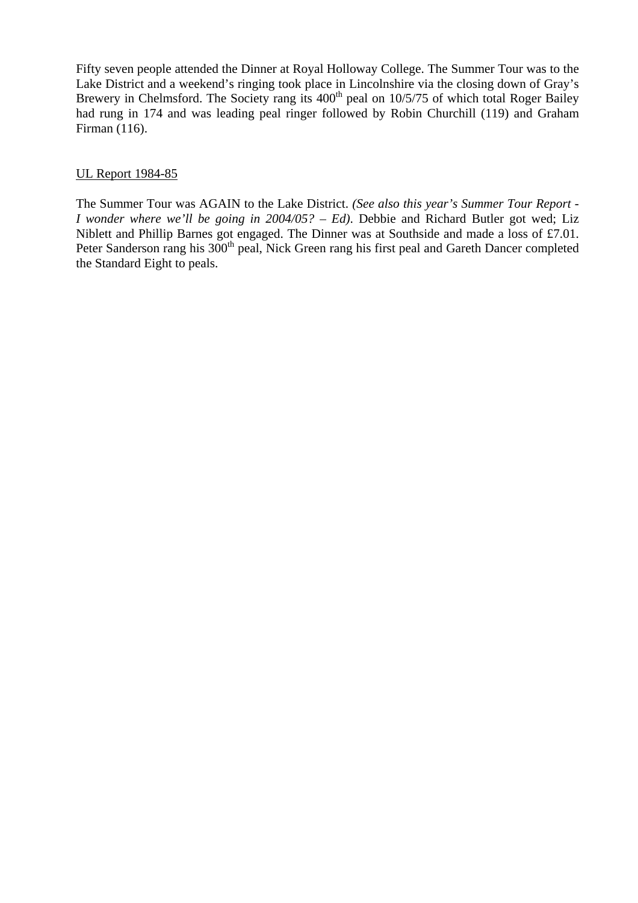Fifty seven people attended the Dinner at Royal Holloway College. The Summer Tour was to the Lake District and a weekend's ringing took place in Lincolnshire via the closing down of Gray's Brewery in Chelmsford. The Society rang its 400th peal on 10/5/75 of which total Roger Bailey had rung in 174 and was leading peal ringer followed by Robin Churchill (119) and Graham Firman (116).

<u>UL Report 1984-85</u>

The Summer Tour was AGAIN to the Lake District. *(See also this year's Summer Tour Report - I wonder where we'll be going in 2004/05? – Ed)*. Debbie and Richard Butler got wed; Liz Niblett and Phillip Barnes got engaged. The Dinner was at Southside and made a loss of £7.01. Peter Sanderson rang his 300th peal, Nick Green rang his first peal and Gareth Dancer completed the Standard Eight to peals.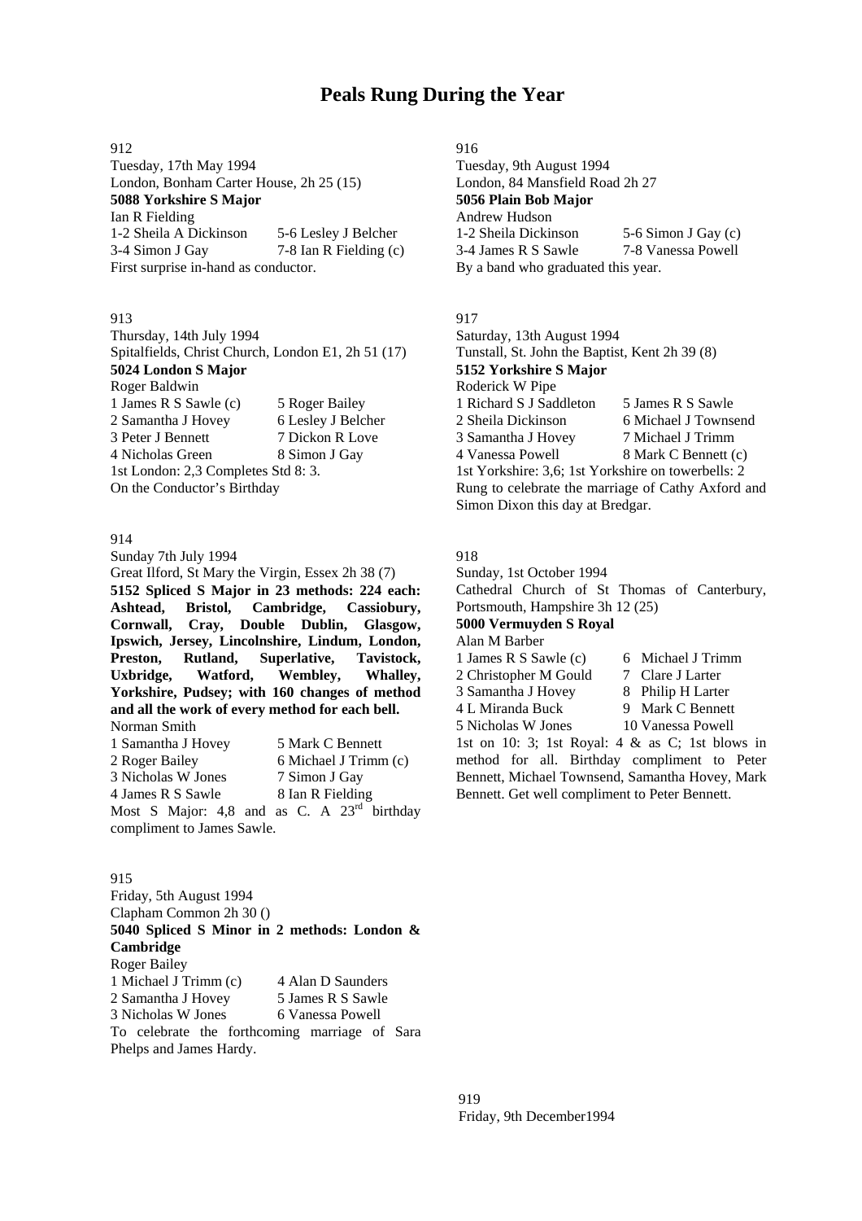# Peals Rung During the Year

912
Tuesday, 17th May 1994
London, Bonham Carter House, 2h 25 (15)
**5088 Yorkshire S Major**
Ian R Fielding

| | |
|---|---|
| 1-2 Sheila A Dickinson | 5-6 Lesley J Belcher |
| 3-4 Simon J Gay | 7-8 Ian R Fielding (c) |

First surprise in-hand as conductor.

913
Thursday, 14th July 1994
Spitalfields, Christ Church, London E1, 2h 51 (17)
**5024 London S Major**
Roger Baldwin

| | |
|---|---|
| 1 James R S Sawle (c) | 5 Roger Bailey |
| 2 Samantha J Hovey | 6 Lesley J Belcher |
| 3 Peter J Bennett | 7 Dickon R Love |
| 4 Nicholas Green | 8 Simon J Gay |

1st London: 2,3 Completes Std 8: 3.
On the Conductor's Birthday

914
Sunday 7th July 1994
Great Ilford, St Mary the Virgin, Essex 2h 38 (7)
**5152 Spliced S Major in 23 methods: 224 each: Ashtead, Bristol, Cambridge, Cassiobury, Cornwall, Cray, Double Dublin, Glasgow, Ipswich, Jersey, Lincolnshire, Lindum, London, Preston, Rutland, Superlative, Tavistock, Uxbridge, Watford, Wembley, Whalley, Yorkshire, Pudsey; with 160 changes of method and all the work of every method for each bell.**
Norman Smith

| | |
|---|---|
| 1 Samantha J Hovey | 5 Mark C Bennett |
| 2 Roger Bailey | 6 Michael J Trimm (c) |
| 3 Nicholas W Jones | 7 Simon J Gay |
| 4 James R S Sawle | 8 Ian R Fielding |

Most S Major: 4,8 and as C. A 23rd birthday compliment to James Sawle.

915
Friday, 5th August 1994
Clapham Common 2h 30 ()
**5040 Spliced S Minor in 2 methods: London & Cambridge**
Roger Bailey

| | |
|---|---|
| 1 Michael J Trimm (c) | 4 Alan D Saunders |
| 2 Samantha J Hovey | 5 James R S Sawle |
| 3 Nicholas W Jones | 6 Vanessa Powell |

To celebrate the forthcoming marriage of Sara Phelps and James Hardy.

916
Tuesday, 9th August 1994
London, 84 Mansfield Road 2h 27
**5056 Plain Bob Major**
Andrew Hudson

| | |
|---|---|
| 1-2 Sheila Dickinson | 5-6 Simon J Gay (c) |
| 3-4 James R S Sawle | 7-8 Vanessa Powell |

By a band who graduated this year.

917
Saturday, 13th August 1994
Tunstall, St. John the Baptist, Kent 2h 39 (8)
**5152 Yorkshire S Major**
Roderick W Pipe

| | |
|---|---|
| 1 Richard S J Saddleton | 5 James R S Sawle |
| 2 Sheila Dickinson | 6 Michael J Townsend |
| 3 Samantha J Hovey | 7 Michael J Trimm |
| 4 Vanessa Powell | 8 Mark C Bennett (c) |

1st Yorkshire: 3,6; 1st Yorkshire on towerbells: 2
Rung to celebrate the marriage of Cathy Axford and Simon Dixon this day at Bredgar.

918
Sunday, 1st October 1994
Cathedral Church of St Thomas of Canterbury, Portsmouth, Hampshire 3h 12 (25)
**5000 Vermuyden S Royal**
Alan M Barber

| | |
|---|---|
| 1 James R S Sawle (c) | 6 Michael J Trimm |
| 2 Christopher M Gould | 7 Clare J Larter |
| 3 Samantha J Hovey | 8 Philip H Larter |
| 4 L Miranda Buck | 9 Mark C Bennett |
| 5 Nicholas W Jones | 10 Vanessa Powell |

1st on 10: 3; 1st Royal: 4 & as C; 1st blows in method for all. Birthday compliment to Peter Bennett, Michael Townsend, Samantha Hovey, Mark Bennett. Get well compliment to Peter Bennett.

919
Friday, 9th December1994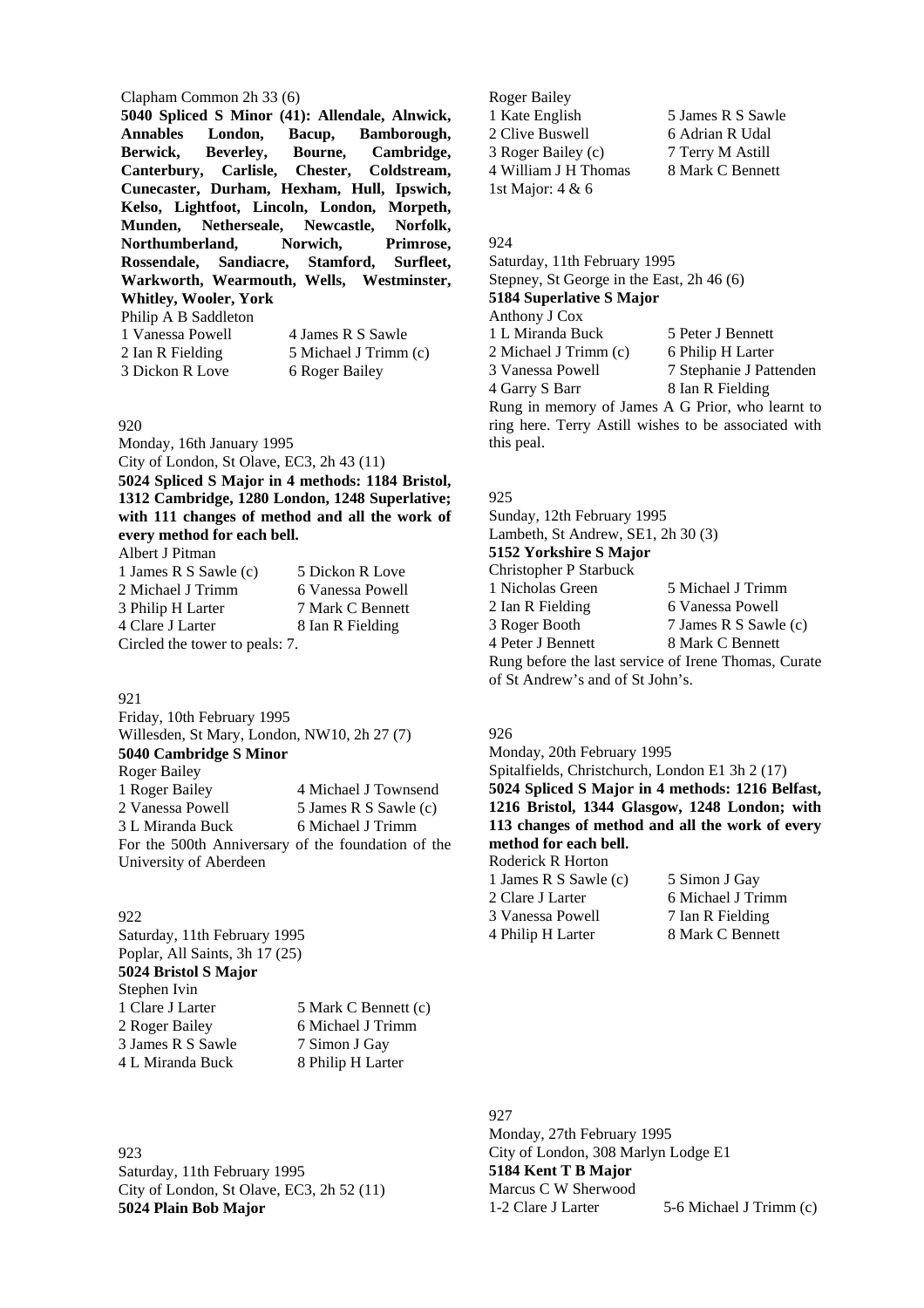Clapham Common 2h 33 (6)

**5040 Spliced S Minor (41): Allendale, Alnwick, Annables London, Bacup, Bamborough, Berwick, Beverley, Bourne, Cambridge, Canterbury, Carlisle, Chester, Coldstream, Cunecaster, Durham, Hexham, Hull, Ipswich, Kelso, Lightfoot, Lincoln, London, Morpeth, Munden, Netherseale, Newcastle, Norfolk, Northumberland, Norwich, Primrose, Rossendale, Sandiacre, Stamford, Surfleet, Warkworth, Wearmouth, Wells, Westminster, Whitley, Wooler, York**

Philip A B Saddleton

| | |
|---|---|
| 1 Vanessa Powell | 4 James R S Sawle |
| 2 Ian R Fielding | 5 Michael J Trimm (c) |
| 3 Dickon R Love | 6 Roger Bailey |

920

Monday, 16th January 1995

City of London, St Olave, EC3, 2h 43 (11)

**5024 Spliced S Major in 4 methods: 1184 Bristol, 1312 Cambridge, 1280 London, 1248 Superlative; with 111 changes of method and all the work of every method for each bell.**

Albert J Pitman

| | |
|---|---|
| 1 James R S Sawle (c) | 5 Dickon R Love |
| 2 Michael J Trimm | 6 Vanessa Powell |
| 3 Philip H Larter | 7 Mark C Bennett |
| 4 Clare J Larter | 8 Ian R Fielding |

Circled the tower to peals: 7.

921

Friday, 10th February 1995

Willesden, St Mary, London, NW10, 2h 27 (7)

**5040 Cambridge S Minor**

Roger Bailey

| | |
|---|---|
| 1 Roger Bailey | 4 Michael J Townsend |
| 2 Vanessa Powell | 5 James R S Sawle (c) |
| 3 L Miranda Buck | 6 Michael J Trimm |

For the 500th Anniversary of the foundation of the University of Aberdeen

922

Saturday, 11th February 1995

Poplar, All Saints, 3h 17 (25)

**5024 Bristol S Major**

Stephen Ivin

| | |
|---|---|
| 1 Clare J Larter | 5 Mark C Bennett (c) |
| 2 Roger Bailey | 6 Michael J Trimm |
| 3 James R S Sawle | 7 Simon J Gay |
| 4 L Miranda Buck | 8 Philip H Larter |

923

Saturday, 11th February 1995

City of London, St Olave, EC3, 2h 52 (11)

**5024 Plain Bob Major**

Roger Bailey

| | |
|---|---|
| 1 Kate English | 5 James R S Sawle |
| 2 Clive Buswell | 6 Adrian R Udal |
| 3 Roger Bailey (c) | 7 Terry M Astill |
| 4 William J H Thomas | 8 Mark C Bennett |

1st Major: 4 & 6

924

Saturday, 11th February 1995

Stepney, St George in the East, 2h 46 (6)

**5184 Superlative S Major**

Anthony J Cox

| | |
|---|---|
| 1 L Miranda Buck | 5 Peter J Bennett |
| 2 Michael J Trimm (c) | 6 Philip H Larter |
| 3 Vanessa Powell | 7 Stephanie J Pattenden |
| 4 Garry S Barr | 8 Ian R Fielding |

Rung in memory of James A G Prior, who learnt to ring here. Terry Astill wishes to be associated with this peal.

925

Sunday, 12th February 1995

Lambeth, St Andrew, SE1, 2h 30 (3)

**5152 Yorkshire S Major**

Christopher P Starbuck

| | |
|---|---|
| 1 Nicholas Green | 5 Michael J Trimm |
| 2 Ian R Fielding | 6 Vanessa Powell |
| 3 Roger Booth | 7 James R S Sawle (c) |
| 4 Peter J Bennett | 8 Mark C Bennett |

Rung before the last service of Irene Thomas, Curate of St Andrew's and of St John's.

926

Monday, 20th February 1995

Spitalfields, Christchurch, London E1 3h 2 (17)

**5024 Spliced S Major in 4 methods: 1216 Belfast, 1216 Bristol, 1344 Glasgow, 1248 London; with 113 changes of method and all the work of every method for each bell.**

Roderick R Horton

| | |
|---|---|
| 1 James R S Sawle (c) | 5 Simon J Gay |
| 2 Clare J Larter | 6 Michael J Trimm |
| 3 Vanessa Powell | 7 Ian R Fielding |
| 4 Philip H Larter | 8 Mark C Bennett |

927

Monday, 27th February 1995

City of London, 308 Marlyn Lodge E1

**5184 Kent T B Major**

Marcus C W Sherwood

| | |
|---|---|
| 1-2 Clare J Larter | 5-6 Michael J Trimm (c) |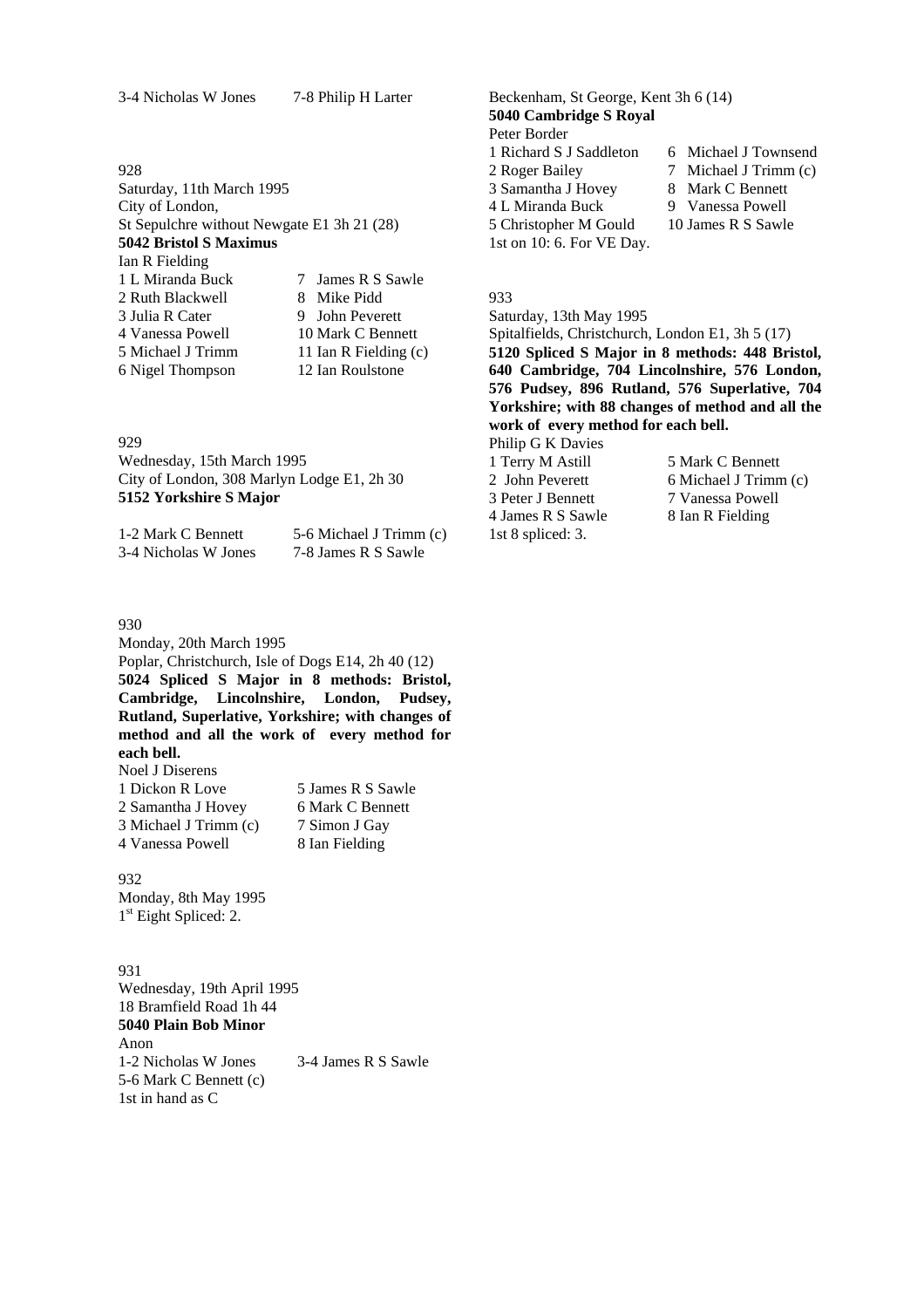3-4 Nicholas W Jones 7-8 Philip H Larter

928
Saturday, 11th March 1995
City of London,
St Sepulchre without Newgate E1 3h 21 (28)
**5042 Bristol S Maximus**
Ian R Fielding

| | |
|---|---|
| 1 L Miranda Buck | 7 James R S Sawle |
| 2 Ruth Blackwell | 8 Mike Pidd |
| 3 Julia R Cater | 9 John Peverett |
| 4 Vanessa Powell | 10 Mark C Bennett |
| 5 Michael J Trimm | 11 Ian R Fielding (c) |
| 6 Nigel Thompson | 12 Ian Roulstone |

929
Wednesday, 15th March 1995
City of London, 308 Marlyn Lodge E1, 2h 30
**5152 Yorkshire S Major**

| | |
|---|---|
| 1-2 Mark C Bennett | 5-6 Michael J Trimm (c) |
| 3-4 Nicholas W Jones | 7-8 James R S Sawle |

930
Monday, 20th March 1995
Poplar, Christchurch, Isle of Dogs E14, 2h 40 (12)
**5024 Spliced S Major in 8 methods: Bristol, Cambridge, Lincolnshire, London, Pudsey, Rutland, Superlative, Yorkshire; with changes of method and all the work of every method for each bell.**
Noel J Diserens

| | |
|---|---|
| 1 Dickon R Love | 5 James R S Sawle |
| 2 Samantha J Hovey | 6 Mark C Bennett |
| 3 Michael J Trimm (c) | 7 Simon J Gay |
| 4 Vanessa Powell | 8 Ian Fielding |

932
Monday, 8th May 1995
1st Eight Spliced: 2.

931
Wednesday, 19th April 1995
18 Bramfield Road 1h 44
**5040 Plain Bob Minor**
Anon

| | |
|---|---|
| 1-2 Nicholas W Jones | 3-4 James R S Sawle |
| 5-6 Mark C Bennett (c) | |

1st in hand as C

Beckenham, St George, Kent 3h 6 (14)
**5040 Cambridge S Royal**
Peter Border

| | |
|---|---|
| 1 Richard S J Saddleton | 6 Michael J Townsend |
| 2 Roger Bailey | 7 Michael J Trimm (c) |
| 3 Samantha J Hovey | 8 Mark C Bennett |
| 4 L Miranda Buck | 9 Vanessa Powell |
| 5 Christopher M Gould | 10 James R S Sawle |

1st on 10: 6. For VE Day.

933
Saturday, 13th May 1995
Spitalfields, Christchurch, London E1, 3h 5 (17)
**5120 Spliced S Major in 8 methods: 448 Bristol, 640 Cambridge, 704 Lincolnshire, 576 London, 576 Pudsey, 896 Rutland, 576 Superlative, 704 Yorkshire; with 88 changes of method and all the work of every method for each bell.**
Philip G K Davies

| | |
|---|---|
| 1 Terry M Astill | 5 Mark C Bennett |
| 2 John Peverett | 6 Michael J Trimm (c) |
| 3 Peter J Bennett | 7 Vanessa Powell |
| 4 James R S Sawle | 8 Ian R Fielding |

1st 8 spliced: 3.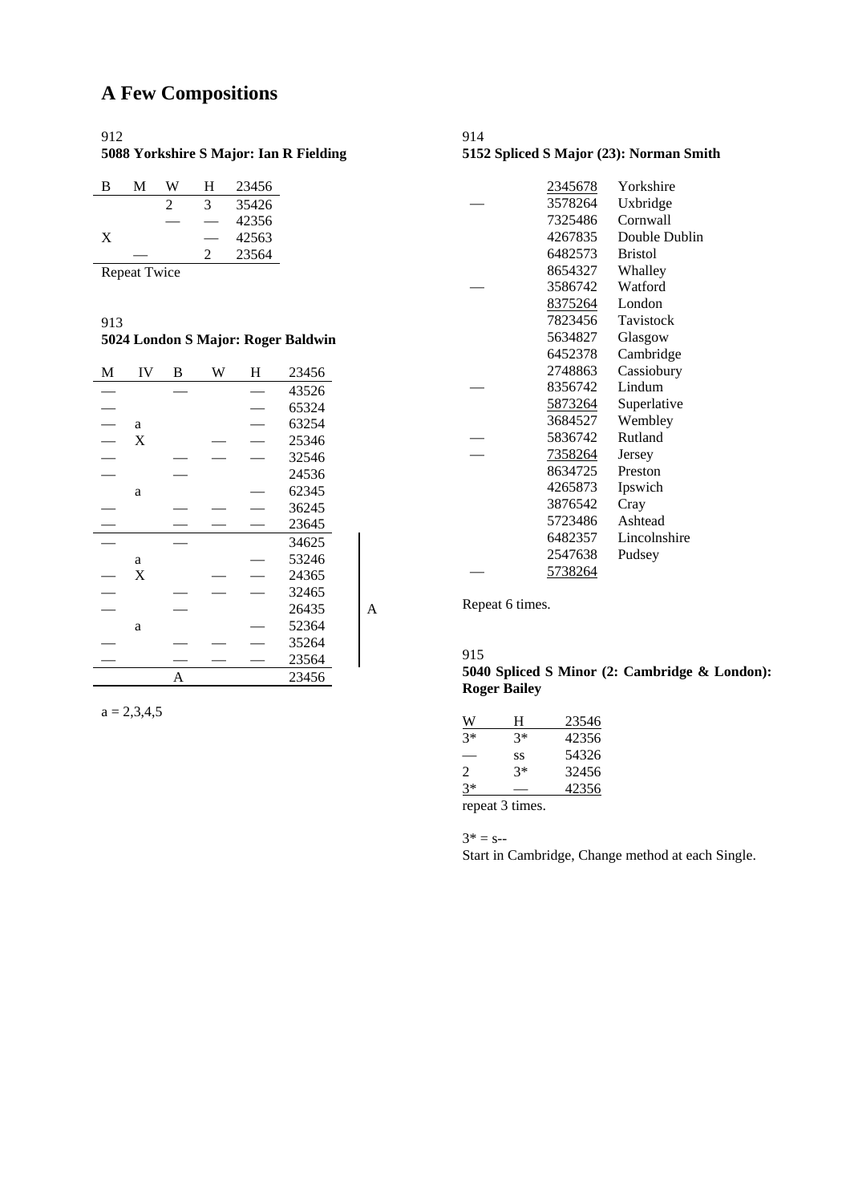# A Few Compositions

912

**5088 Yorkshire S Major: Ian R Fielding**

| B | M | W | H | 23456 |
|---|---|---|---|---|
| | | 2 | 3 | 35426 |
| | | — | — | 42356 |
| X | | | — | 42563 |
| | — | | 2 | 23564 |

Repeat Twice

913

**5024 London S Major: Roger Baldwin**

| M | IV | B | W | H | 23456 | |
|---|---|---|---|---|---|---|
| — | | — | | — | 43526 | |
| — | | | | — | 65324 | |
| — | a | | | — | 63254 | |
| — | X | | — | — | 25346 | |
| — | | — | — | — | 32546 | |
| — | | — | | — | 24536 | |
| | a | | | — | 62345 | |
| — | | — | — | — | 36245 | |
| — | | — | — | — | 23645 | |
| — | | — | | | 34625 | A |
| | a | | | — | 53246 | A |
| — | X | | — | — | 24365 | A |
| — | | — | — | — | 32465 | A |
| — | | — | | — | 26435 | A |
| | a | | | — | 52364 | A |
| — | | — | — | — | 35264 | A |
| — | | — | — | — | 23564 | A |
| | | A | | | 23456 | |

a = 2,3,4,5

914

**5152 Spliced S Major (23): Norman Smith**

| | | |
|---|---|---|
| | 2345678 | Yorkshire |
| — | 3578264 | Uxbridge |
| | 7325486 | Cornwall |
| | 4267835 | Double Dublin |
| | 6482573 | Bristol |
| | 8654327 | Whalley |
| — | 3586742 | Watford |
| | 8375264 | London |
| | 7823456 | Tavistock |
| | 5634827 | Glasgow |
| | 6452378 | Cambridge |
| | 2748863 | Cassiobury |
| — | 8356742 | Lindum |
| | 5873264 | Superlative |
| | 3684527 | Wembley |
| — | 5836742 | Rutland |
| — | 7358264 | Jersey |
| | 8634725 | Preston |
| | 4265873 | Ipswich |
| | 3876542 | Cray |
| | 5723486 | Ashtead |
| | 6482357 | Lincolnshire |
| | 2547638 | Pudsey |
| — | 5738264 | |

Repeat 6 times.

915

**5040 Spliced S Minor (2: Cambridge & London): Roger Bailey**

| W | H | 23546 |
|---|---|---|
| 3* | 3* | 42356 |
| — | ss | 54326 |
| 2 | 3* | 32456 |
| 3* | — | 42356 |

repeat 3 times.

3* = s--

Start in Cambridge, Change method at each Single.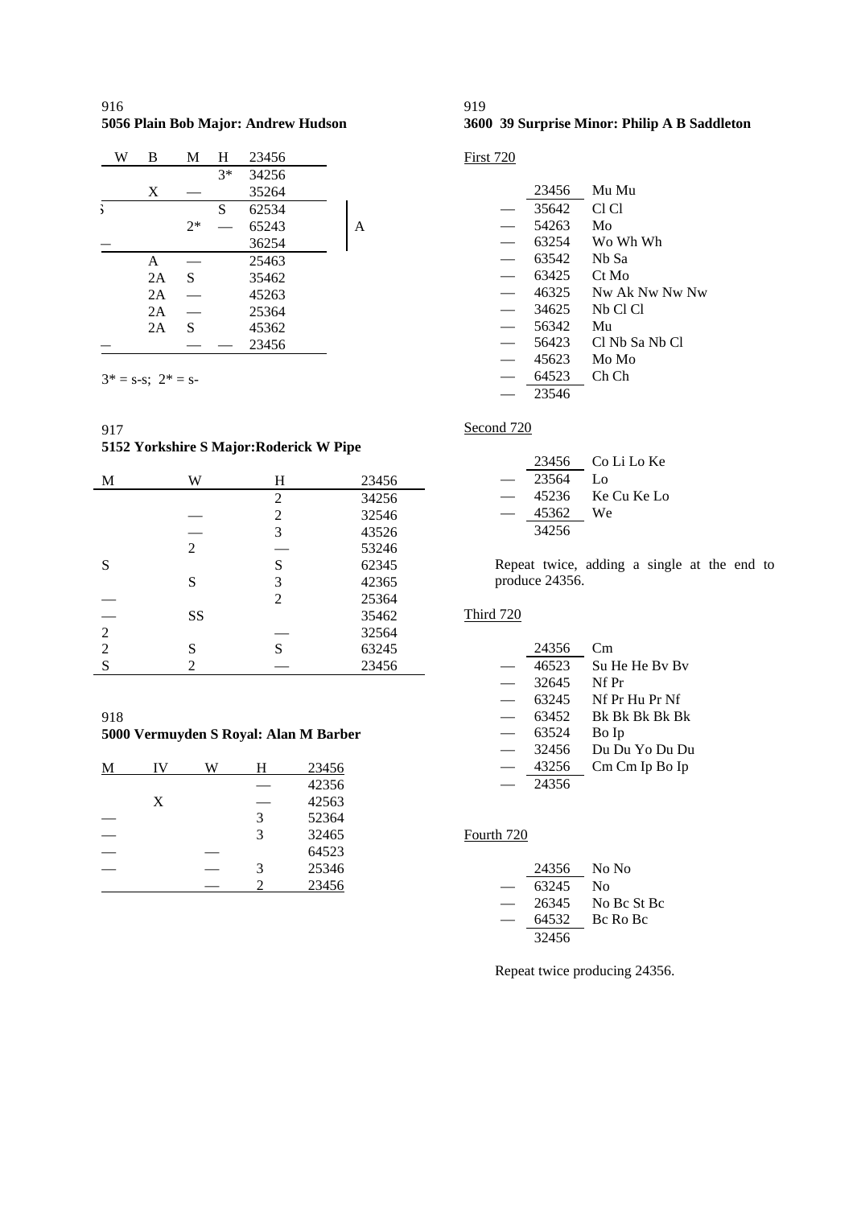916

**5056 Plain Bob Major: Andrew Hudson**

| W | B | M | H | 23456 | |
|---|---|---|---|---|---|
| | | | 3* | 34256 | |
| | X | — | | 35264 | |
| S | | | S | 62534 | A |
| | | 2* | — | 65243 | A |
| — | | | | 36254 | A |
| | A | — | | 25463 | |
| | 2A | S | | 35462 | |
| | 2A | — | | 45263 | |
| | 2A | — | | 25364 | |
| | 2A | S | | 45362 | |
| — | | — | — | 23456 | |

3* = s-s; 2* = s-

917

**5152 Yorkshire S Major:Roderick W Pipe**

| M | W | H | 23456 |
|---|---|---|---|
| | | 2 | 34256 |
| | — | 2 | 32546 |
| | — | 3 | 43526 |
| | 2 | — | 53246 |
| S | | S | 62345 |
| | S | 3 | 42365 |
| — | | 2 | 25364 |
| — | SS | | 35462 |
| 2 | | — | 32564 |
| 2 | S | S | 63245 |
| S | 2 | — | 23456 |

918

**5000 Vermuyden S Royal: Alan M Barber**

| M | IV | W | H | 23456 |
|---|---|---|---|---|
| | | | — | 42356 |
| | X | | — | 42563 |
| — | | | 3 | 52364 |
| — | | | 3 | 32465 |
| — | | — | | 64523 |
| — | | — | 3 | 25346 |
| | | — | 2 | 23456 |

919

**3600 39 Surprise Minor: Philip A B Saddleton**

First 720

| | 23456 | Mu Mu |
|---|---|---|
| — | 35642 | Cl Cl |
| — | 54263 | Mo |
| — | 63254 | Wo Wh Wh |
| — | 63542 | Nb Sa |
| — | 63425 | Ct Mo |
| — | 46325 | Nw Ak Nw Nw Nw |
| — | 34625 | Nb Cl Cl |
| — | 56342 | Mu |
| — | 56423 | Cl Nb Sa Nb Cl |
| — | 45623 | Mo Mo |
| — | 64523 | Ch Ch |
| — | 23546 | |

Second 720

| | 23456 | Co Li Lo Ke |
|---|---|---|
| — | 23564 | Lo |
| — | 45236 | Ke Cu Ke Lo |
| — | 45362 | We |
| | 34256 | |

Repeat twice, adding a single at the end to produce 24356.

Third 720

| | 24356 | Cm |
|---|---|---|
| — | 46523 | Su He He Bv Bv |
| — | 32645 | Nf Pr |
| — | 63245 | Nf Pr Hu Pr Nf |
| — | 63452 | Bk Bk Bk Bk Bk |
| — | 63524 | Bo Ip |
| — | 32456 | Du Du Yo Du Du |
| — | 43256 | Cm Cm Ip Bo Ip |
| — | 24356 | |

Fourth 720

| | 24356 | No No |
|---|---|---|
| — | 63245 | No |
| — | 26345 | No Bc St Bc |
| — | 64532 | Bc Ro Bc |
| | 32456 | |

Repeat twice producing 24356.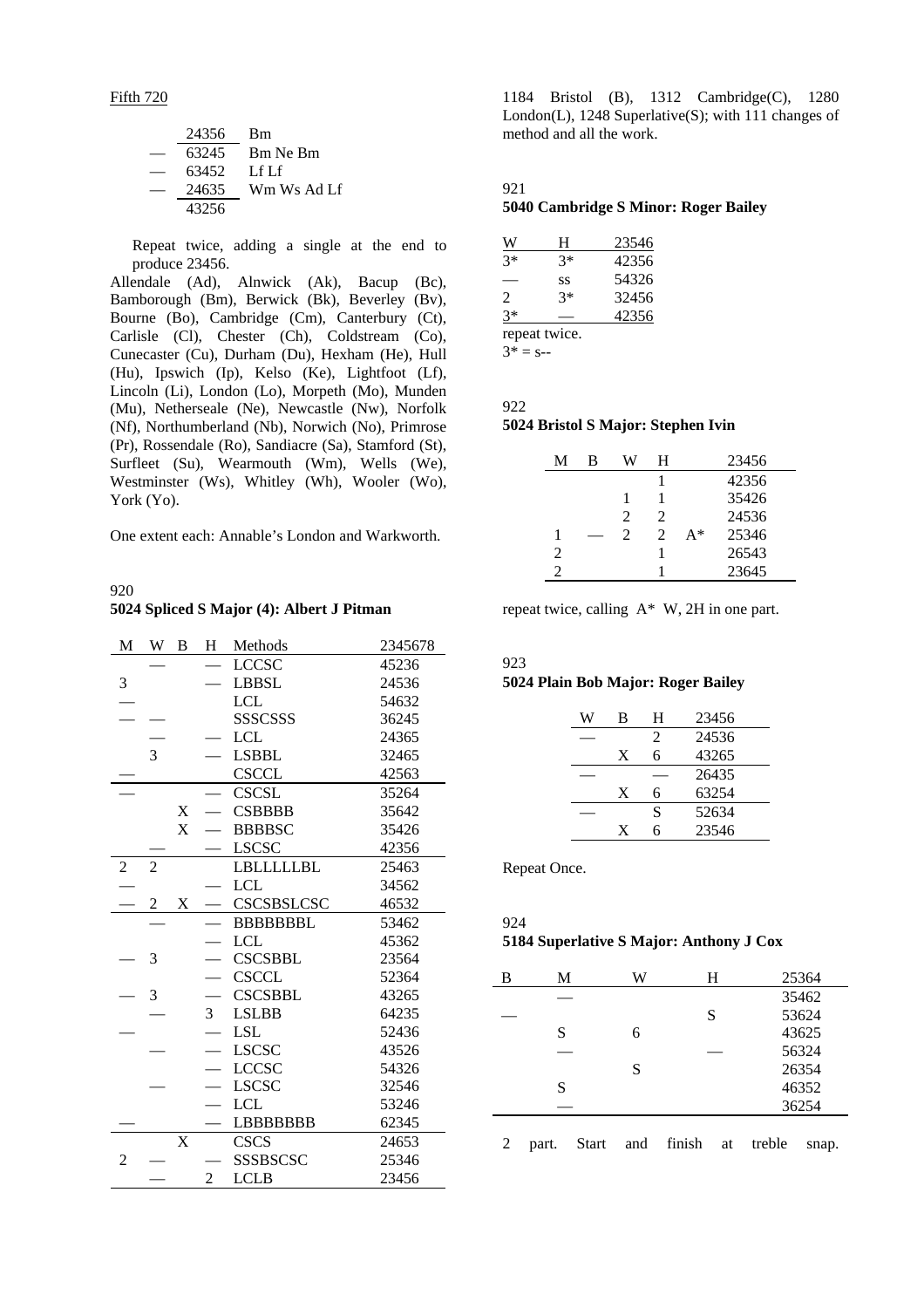Fifth 720

| | 24356 | Bm |
|---|---|---|
| — | 63245 | Bm Ne Bm |
| — | 63452 | Lf Lf |
| — | 24635 | Wm Ws Ad Lf |
| | 43256 | |

Repeat twice, adding a single at the end to produce 23456.

Allendale (Ad), Alnwick (Ak), Bacup (Bc), Bamborough (Bm), Berwick (Bk), Beverley (Bv), Bourne (Bo), Cambridge (Cm), Canterbury (Ct), Carlisle (Cl), Chester (Ch), Coldstream (Co), Cunecaster (Cu), Durham (Du), Hexham (He), Hull (Hu), Ipswich (Ip), Kelso (Ke), Lightfoot (Lf), Lincoln (Li), London (Lo), Morpeth (Mo), Munden (Mu), Netherseale (Ne), Newcastle (Nw), Norfolk (Nf), Northumberland (Nb), Norwich (No), Primrose (Pr), Rossendale (Ro), Sandiacre (Sa), Stamford (St), Surfleet (Su), Wearmouth (Wm), Wells (We), Westminster (Ws), Whitley (Wh), Wooler (Wo), York (Yo).

One extent each: Annable's London and Warkworth.

920

**5024 Spliced S Major (4): Albert J Pitman**

| M | W | B | H | Methods | 2345678 |
|---|---|---|---|---|---|
| | — | | — | LCCSC | 45236 |
| 3 | | | — | LBBSL | 24536 |
| — | | | | LCL | 54632 |
| — | — | | | SSSCSSS | 36245 |
| | — | | — | LCL | 24365 |
| | 3 | | — | LSBBL | 32465 |
| — | | | | CSCCL | 42563 |
| — | | | — | CSCSL | 35264 |
| | | X | — | CSBBBB | 35642 |
| | | X | — | BBBBSC | 35426 |
| | — | | — | LSCSC | 42356 |
| 2 | 2 | | | LBLLLLLBL | 25463 |
| — | | | — | LCL | 34562 |
| — | 2 | X | — | CSCSBSLCSC | 46532 |
| | — | | — | BBBBBBBL | 53462 |
| | | | — | LCL | 45362 |
| | 3 | | — | CSCSBBL | 23564 |
| | | | — | CSCCL | 52364 |
| — | 3 | | — | CSCSBBL | 43265 |
| | — | | 3 | LSLBB | 64235 |
| — | | | — | LSL | 52436 |
| | — | | — | LSCSC | 43526 |
| | | | — | LCCSC | 54326 |
| | — | | — | LSCSC | 32546 |
| | | | — | LCL | 53246 |
| — | | | — | LBBBBBBB | 62345 |
| | | X | | CSCS | 24653 |
| 2 | — | | — | SSSBSCSC | 25346 |
| | — | | 2 | LCLB | 23456 |

1184 Bristol (B), 1312 Cambridge(C), 1280 London(L), 1248 Superlative(S); with 111 changes of method and all the work.

921

**5040 Cambridge S Minor: Roger Bailey**

| W | H | 23546 |
|---|---|---|
| 3* | 3* | 42356 |
| — | ss | 54326 |
| 2 | 3* | 32456 |
| 3* | — | 42356 |

repeat twice.

3* = s--

922

**5024 Bristol S Major: Stephen Ivin**

| M | B | W | H | | 23456 |
|---|---|---|---|---|---|
| | | | 1 | | 42356 |
| | | 1 | 1 | | 35426 |
| | | 2 | 2 | | 24536 |
| 1 | — | 2 | 2 | A* | 25346 |
| 2 | | | 1 | | 26543 |
| 2 | | | 1 | | 23645 |

repeat twice, calling A* W, 2H in one part.

923

**5024 Plain Bob Major: Roger Bailey**

| W | B | H | 23456 |
|---|---|---|---|
| — | | 2 | 24536 |
| | X | 6 | 43265 |
| — | | — | 26435 |
| | X | 6 | 63254 |
| — | | S | 52634 |
| | X | 6 | 23546 |

Repeat Once.

924

**5184 Superlative S Major: Anthony J Cox**

| B | M | W | H | 25364 |
|---|---|---|---|---|
| | — | | | 35462 |
| — | | | S | 53624 |
| | S | 6 | | 43625 |
| | — | | — | 56324 |
| | | S | | 26354 |
| | S | | | 46352 |
| | — | | | 36254 |

2 part. Start and finish at treble snap.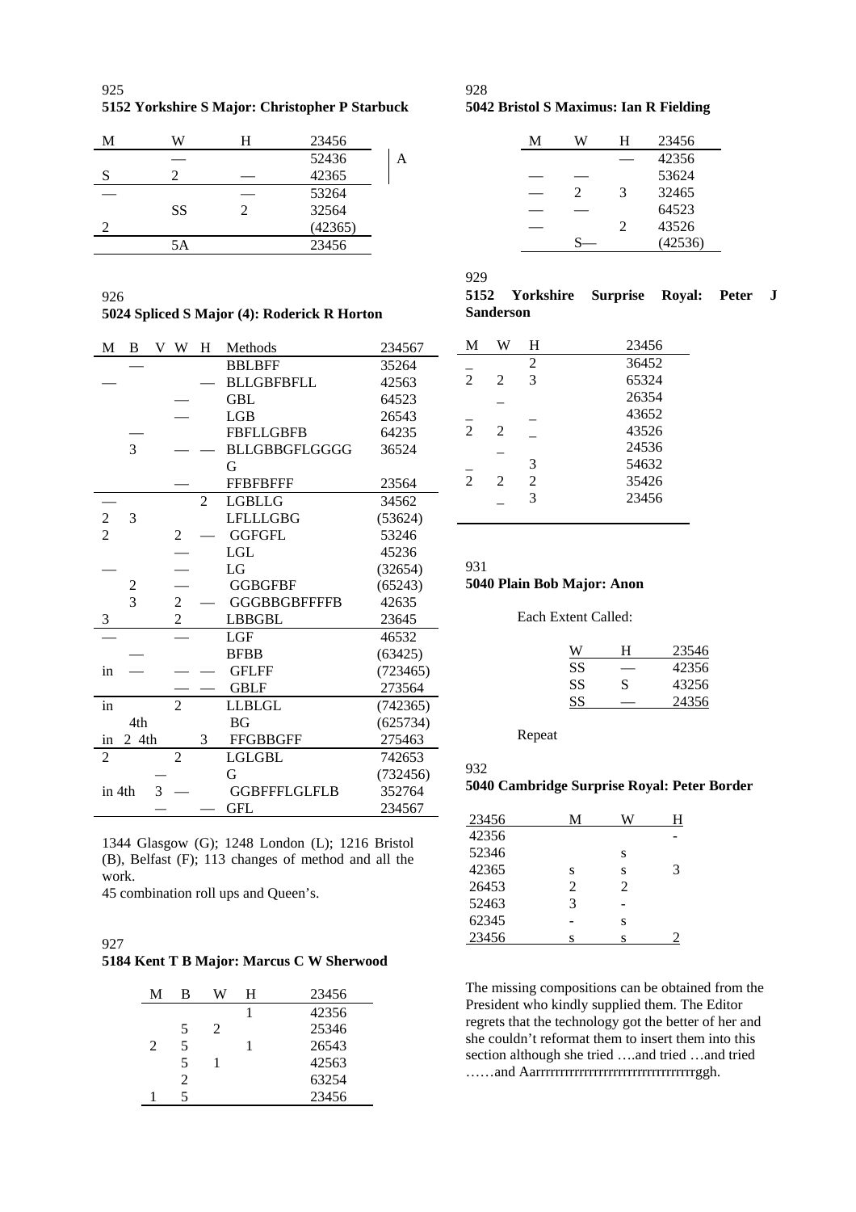925

**5152 Yorkshire S Major: Christopher P Starbuck**

| M | W | H | 23456 | |
|---|---|---|---|---|
| | — | | 52436 | A |
| S | 2 | — | 42365 | |
| — | | — | 53264 | |
| | SS | 2 | 32564 | |
| 2 | | | (42365) | |
| | 5A | | 23456 | |

926

**5024 Spliced S Major (4): Roderick R Horton**

| M | B | V | W | H | Methods | 234567 |
|---|---|---|---|---|---|---|
| | — | | | | BBLBFF | 35264 |
| — | | | | — | BLLGBFBFLL | 42563 |
| | | | — | | GBL | 64523 |
| | | | — | | LGB | 26543 |
| | — | | | | FBFLLGBFB | 64235 |
| | 3 | | — | — | BLLGBBGFLGGGG | 36524 |
| | | | | | G | |
| | | | — | | FFBFBFFF | 23564 |
| — | | | | 2 | LGBLLG | 34562 |
| 2 | 3 | | | | LFLLLGBG | (53624) |
| 2 | | | 2 | — | GGFGFL | 53246 |
| | | | — | | LGL | 45236 |
| — | | | — | | LG | (32654) |
| | 2 | | — | | GGBGFBF | (65243) |
| | 3 | | 2 | — | GGGBBGBFFFFB | 42635 |
| 3 | | | 2 | | LBBGBL | 23645 |
| — | | | — | | LGF | 46532 |
| | — | | | | BFBB | (63425) |
| in | — | | — | — | GFLFF | (723465) |
| | | | — | — | GBLF | 273564 |
| in | | | 2 | | LLBLGL | (742365) |
| | 4th | | | | BG | (625734) |
| in | 2 4th | | | 3 | FFGBBGFF | 275463 |
| 2 | | | 2 | | LGLGBL | 742653 |
| | — | | | | G | (732456) |
| in 4th | | 3 | — | | GGBFFFLGLFLB | 352764 |
| | | — | | — | GFL | 234567 |

1344 Glasgow (G); 1248 London (L); 1216 Bristol (B), Belfast (F); 113 changes of method and all the work.
45 combination roll ups and Queen's.

927

**5184 Kent T B Major: Marcus C W Sherwood**

| M | B | W | H | 23456 |
|---|---|---|---|---|
| | | | 1 | 42356 |
| | 5 | 2 | | 25346 |
| 2 | 5 | | 1 | 26543 |
| | 5 | 1 | | 42563 |
| | 2 | | | 63254 |
| 1 | 5 | | | 23456 |

928

**5042 Bristol S Maximus: Ian R Fielding**

| M | W | H | 23456 |
|---|---|---|---|
| | | — | 42356 |
| — | — | | 53624 |
| — | 2 | 3 | 32465 |
| — | — | | 64523 |
| — | | 2 | 43526 |
| | S— | | (42536) |

929

**5152 Yorkshire Surprise Royal: Peter J Sanderson**

| M | W | H | 23456 |
|---|---|---|---|
| _ | | 2 | 36452 |
| 2 | 2 | 3 | 65324 |
| | _ | | 26354 |
| _ | | _ | 43652 |
| 2 | 2 | _ | 43526 |
| | _ | | 24536 |
| _ | | 3 | 54632 |
| 2 | 2 | 2 | 35426 |
| | _ | 3 | 23456 |

931

**5040 Plain Bob Major: Anon**

Each Extent Called:

| W | H | 23546 |
|---|---|---|
| SS | — | 42356 |
| SS | S | 43256 |
| SS | — | 24356 |

Repeat

932

**5040 Cambridge Surprise Royal: Peter Border**

| 23456 | M | W | H |
|---|---|---|---|
| 42356 | | | - |
| 52346 | | s | |
| 42365 | s | s | 3 |
| 26453 | 2 | 2 | |
| 52463 | 3 | - | |
| 62345 | - | s | |
| 23456 | s | s | 2 |

The missing compositions can be obtained from the President who kindly supplied them. The Editor regrets that the technology got the better of her and she couldn't reformat them to insert them into this section although she tried ….and tried …and tried ……and Aarrrrrrrrrrrrrrrrrrrrrrrrrrrrrrrrrggh.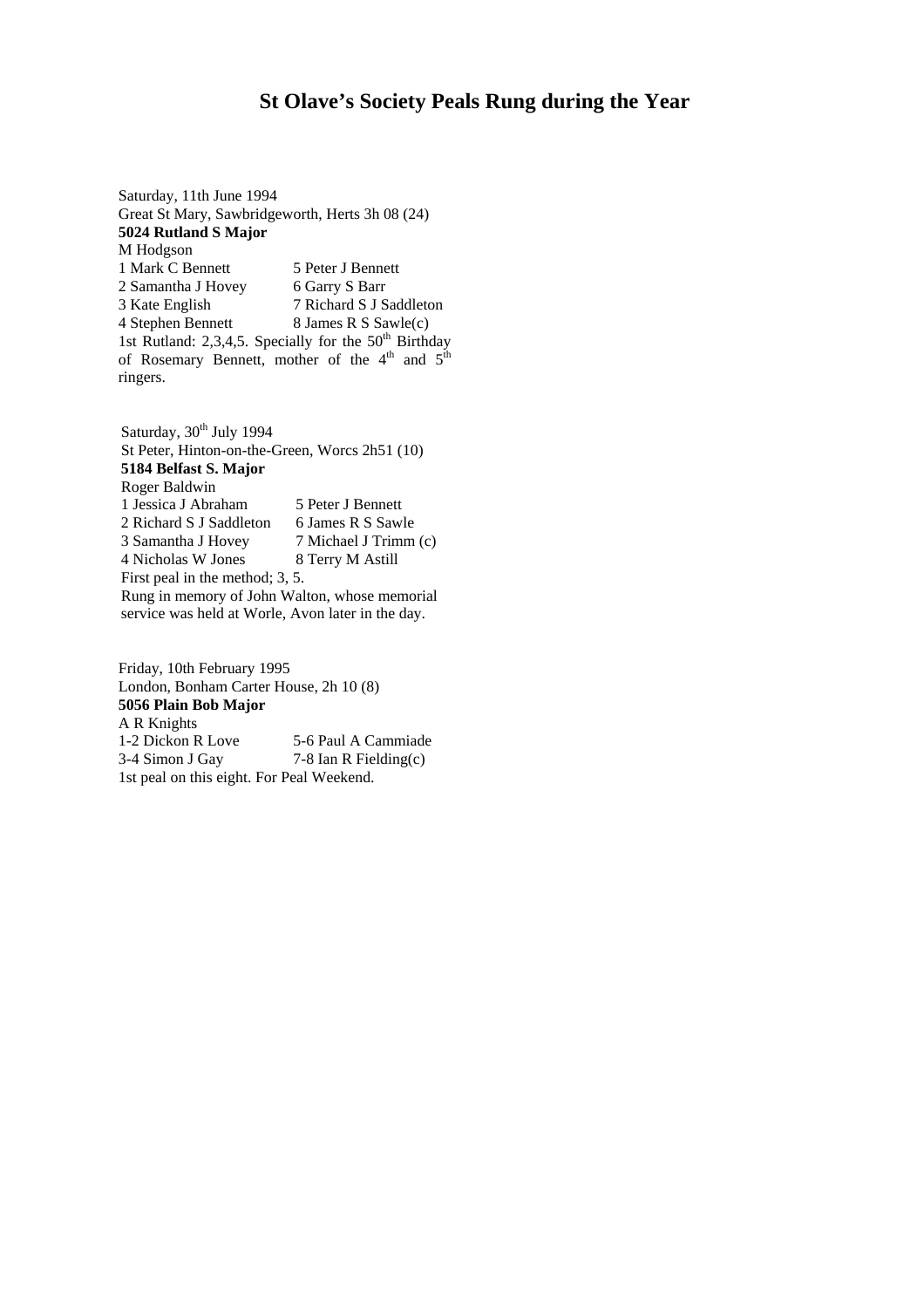# St Olave's Society Peals Rung during the Year

Saturday, 11th June 1994
Great St Mary, Sawbridgeworth, Herts 3h 08 (24)
**5024 Rutland S Major**
M Hodgson

| | |
|---|---|
| 1 Mark C Bennett | 5 Peter J Bennett |
| 2 Samantha J Hovey | 6 Garry S Barr |
| 3 Kate English | 7 Richard S J Saddleton |
| 4 Stephen Bennett | 8 James R S Sawle(c) |

1st Rutland: 2,3,4,5. Specially for the 50th Birthday of Rosemary Bennett, mother of the 4th and 5th ringers.

Saturday, 30th July 1994
St Peter, Hinton-on-the-Green, Worcs 2h51 (10)
**5184 Belfast S. Major**
Roger Baldwin

| | |
|---|---|
| 1 Jessica J Abraham | 5 Peter J Bennett |
| 2 Richard S J Saddleton | 6 James R S Sawle |
| 3 Samantha J Hovey | 7 Michael J Trimm (c) |
| 4 Nicholas W Jones | 8 Terry M Astill |

First peal in the method; 3, 5.
Rung in memory of John Walton, whose memorial service was held at Worle, Avon later in the day.

Friday, 10th February 1995
London, Bonham Carter House, 2h 10 (8)
**5056 Plain Bob Major**
A R Knights

| | |
|---|---|
| 1-2 Dickon R Love | 5-6 Paul A Cammiade |
| 3-4 Simon J Gay | 7-8 Ian R Fielding(c) |

1st peal on this eight. For Peal Weekend.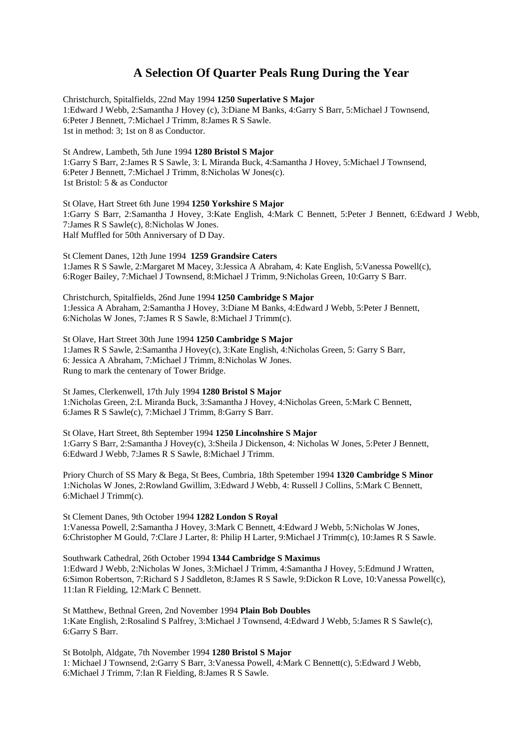# A Selection Of Quarter Peals Rung During the Year

Christchurch, Spitalfields, 22nd May 1994 **1250 Superlative S Major**
1:Edward J Webb, 2:Samantha J Hovey (c), 3:Diane M Banks, 4:Garry S Barr, 5:Michael J Townsend, 6:Peter J Bennett, 7:Michael J Trimm, 8:James R S Sawle.
1st in method: 3; 1st on 8 as Conductor.

St Andrew, Lambeth, 5th June 1994 **1280 Bristol S Major**
1:Garry S Barr, 2:James R S Sawle, 3: L Miranda Buck, 4:Samantha J Hovey, 5:Michael J Townsend, 6:Peter J Bennett, 7:Michael J Trimm, 8:Nicholas W Jones(c).
1st Bristol: 5 & as Conductor

St Olave, Hart Street 6th June 1994 **1250 Yorkshire S Major**
1:Garry S Barr, 2:Samantha J Hovey, 3:Kate English, 4:Mark C Bennett, 5:Peter J Bennett, 6:Edward J Webb, 7:James R S Sawle(c), 8:Nicholas W Jones.
Half Muffled for 50th Anniversary of D Day.

St Clement Danes, 12th June 1994 **1259 Grandsire Caters**
1:James R S Sawle, 2:Margaret M Macey, 3:Jessica A Abraham, 4: Kate English, 5:Vanessa Powell(c), 6:Roger Bailey, 7:Michael J Townsend, 8:Michael J Trimm, 9:Nicholas Green, 10:Garry S Barr.

Christchurch, Spitalfields, 26nd June 1994 **1250 Cambridge S Major**
1:Jessica A Abraham, 2:Samantha J Hovey, 3:Diane M Banks, 4:Edward J Webb, 5:Peter J Bennett, 6:Nicholas W Jones, 7:James R S Sawle, 8:Michael J Trimm(c).

St Olave, Hart Street 30th June 1994 **1250 Cambridge S Major**
1:James R S Sawle, 2:Samantha J Hovey(c), 3:Kate English, 4:Nicholas Green, 5: Garry S Barr, 6: Jessica A Abraham, 7:Michael J Trimm, 8:Nicholas W Jones.
Rung to mark the centenary of Tower Bridge.

St James, Clerkenwell, 17th July 1994 **1280 Bristol S Major**
1:Nicholas Green, 2:L Miranda Buck, 3:Samantha J Hovey, 4:Nicholas Green, 5:Mark C Bennett, 6:James R S Sawle(c), 7:Michael J Trimm, 8:Garry S Barr.

St Olave, Hart Street, 8th September 1994 **1250 Lincolnshire S Major**
1:Garry S Barr, 2:Samantha J Hovey(c), 3:Sheila J Dickenson, 4: Nicholas W Jones, 5:Peter J Bennett, 6:Edward J Webb, 7:James R S Sawle, 8:Michael J Trimm.

Priory Church of SS Mary & Bega, St Bees, Cumbria, 18th Spetember 1994 **1320 Cambridge S Minor**
1:Nicholas W Jones, 2:Rowland Gwillim, 3:Edward J Webb, 4: Russell J Collins, 5:Mark C Bennett, 6:Michael J Trimm(c).

St Clement Danes, 9th October 1994 **1282 London S Royal**
1:Vanessa Powell, 2:Samantha J Hovey, 3:Mark C Bennett, 4:Edward J Webb, 5:Nicholas W Jones, 6:Christopher M Gould, 7:Clare J Larter, 8: Philip H Larter, 9:Michael J Trimm(c), 10:James R S Sawle.

Southwark Cathedral, 26th October 1994 **1344 Cambridge S Maximus**
1:Edward J Webb, 2:Nicholas W Jones, 3:Michael J Trimm, 4:Samantha J Hovey, 5:Edmund J Wratten, 6:Simon Robertson, 7:Richard S J Saddleton, 8:James R S Sawle, 9:Dickon R Love, 10:Vanessa Powell(c), 11:Ian R Fielding, 12:Mark C Bennett.

St Matthew, Bethnal Green, 2nd November 1994 **Plain Bob Doubles**
1:Kate English, 2:Rosalind S Palfrey, 3:Michael J Townsend, 4:Edward J Webb, 5:James R S Sawle(c), 6:Garry S Barr.

St Botolph, Aldgate, 7th November 1994 **1280 Bristol S Major**
1: Michael J Townsend, 2:Garry S Barr, 3:Vanessa Powell, 4:Mark C Bennett(c), 5:Edward J Webb, 6:Michael J Trimm, 7:Ian R Fielding, 8:James R S Sawle.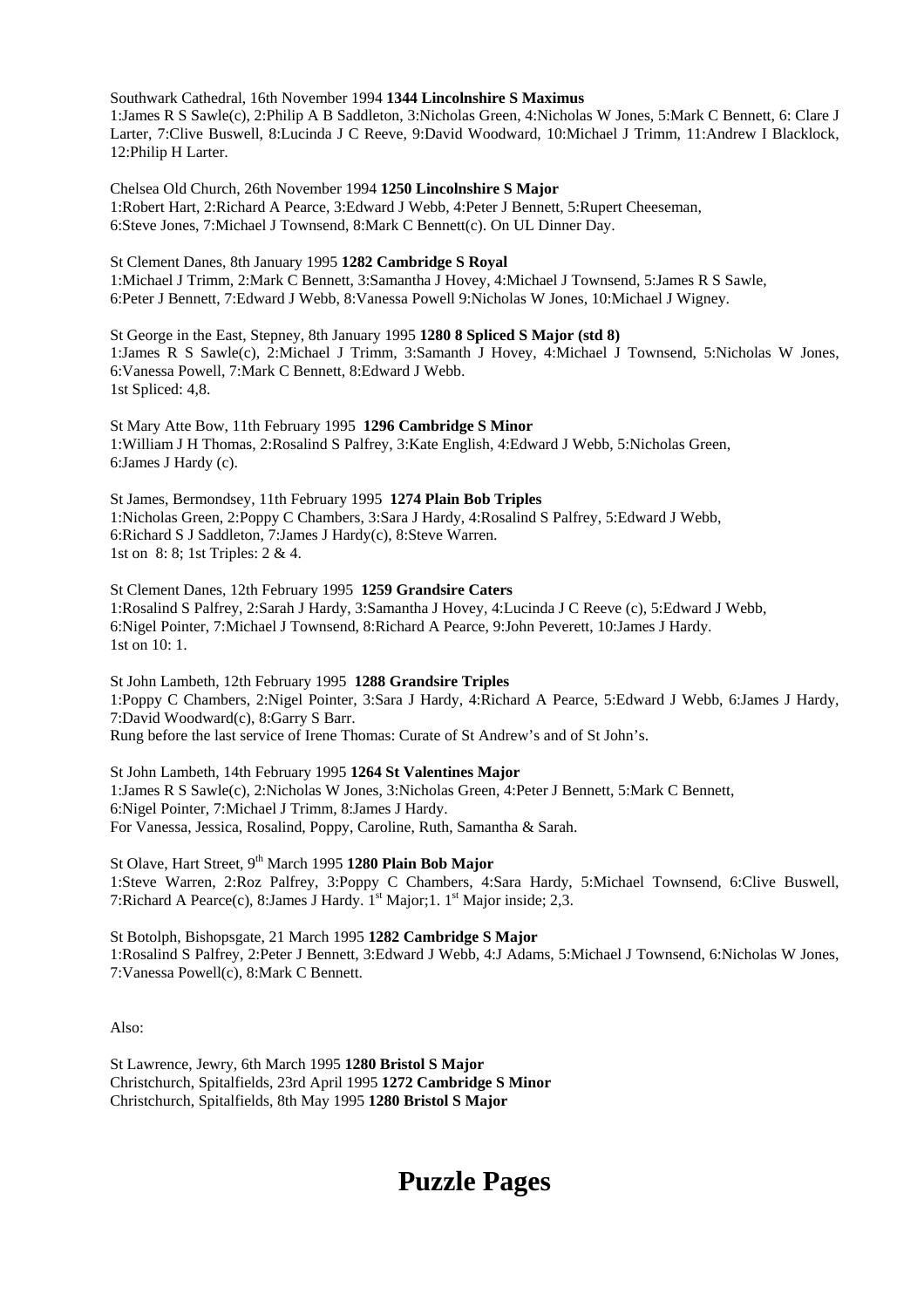Southwark Cathedral, 16th November 1994 **1344 Lincolnshire S Maximus**
1:James R S Sawle(c), 2:Philip A B Saddleton, 3:Nicholas Green, 4:Nicholas W Jones, 5:Mark C Bennett, 6: Clare J Larter, 7:Clive Buswell, 8:Lucinda J C Reeve, 9:David Woodward, 10:Michael J Trimm, 11:Andrew I Blacklock, 12:Philip H Larter.

Chelsea Old Church, 26th November 1994 **1250 Lincolnshire S Major**
1:Robert Hart, 2:Richard A Pearce, 3:Edward J Webb, 4:Peter J Bennett, 5:Rupert Cheeseman, 6:Steve Jones, 7:Michael J Townsend, 8:Mark C Bennett(c). On UL Dinner Day.

St Clement Danes, 8th January 1995 **1282 Cambridge S Royal**
1:Michael J Trimm, 2:Mark C Bennett, 3:Samantha J Hovey, 4:Michael J Townsend, 5:James R S Sawle, 6:Peter J Bennett, 7:Edward J Webb, 8:Vanessa Powell 9:Nicholas W Jones, 10:Michael J Wigney.

St George in the East, Stepney, 8th January 1995 **1280 8 Spliced S Major (std 8)**
1:James R S Sawle(c), 2:Michael J Trimm, 3:Samanth J Hovey, 4:Michael J Townsend, 5:Nicholas W Jones, 6:Vanessa Powell, 7:Mark C Bennett, 8:Edward J Webb.
1st Spliced: 4,8.

St Mary Atte Bow, 11th February 1995 **1296 Cambridge S Minor**
1:William J H Thomas, 2:Rosalind S Palfrey, 3:Kate English, 4:Edward J Webb, 5:Nicholas Green, 6:James J Hardy (c).

St James, Bermondsey, 11th February 1995 **1274 Plain Bob Triples**
1:Nicholas Green, 2:Poppy C Chambers, 3:Sara J Hardy, 4:Rosalind S Palfrey, 5:Edward J Webb, 6:Richard S J Saddleton, 7:James J Hardy(c), 8:Steve Warren.
1st on 8: 8; 1st Triples: 2 & 4.

St Clement Danes, 12th February 1995 **1259 Grandsire Caters**
1:Rosalind S Palfrey, 2:Sarah J Hardy, 3:Samantha J Hovey, 4:Lucinda J C Reeve (c), 5:Edward J Webb, 6:Nigel Pointer, 7:Michael J Townsend, 8:Richard A Pearce, 9:John Peverett, 10:James J Hardy.
1st on 10: 1.

St John Lambeth, 12th February 1995 **1288 Grandsire Triples**
1:Poppy C Chambers, 2:Nigel Pointer, 3:Sara J Hardy, 4:Richard A Pearce, 5:Edward J Webb, 6:James J Hardy, 7:David Woodward(c), 8:Garry S Barr.
Rung before the last service of Irene Thomas: Curate of St Andrew's and of St John's.

St John Lambeth, 14th February 1995 **1264 St Valentines Major**
1:James R S Sawle(c), 2:Nicholas W Jones, 3:Nicholas Green, 4:Peter J Bennett, 5:Mark C Bennett, 6:Nigel Pointer, 7:Michael J Trimm, 8:James J Hardy.
For Vanessa, Jessica, Rosalind, Poppy, Caroline, Ruth, Samantha & Sarah.

St Olave, Hart Street, 9th March 1995 **1280 Plain Bob Major**
1:Steve Warren, 2:Roz Palfrey, 3:Poppy C Chambers, 4:Sara Hardy, 5:Michael Townsend, 6:Clive Buswell, 7:Richard A Pearce(c), 8:James J Hardy. 1st Major;1. 1st Major inside; 2,3.

St Botolph, Bishopsgate, 21 March 1995 **1282 Cambridge S Major**
1:Rosalind S Palfrey, 2:Peter J Bennett, 3:Edward J Webb, 4:J Adams, 5:Michael J Townsend, 6:Nicholas W Jones, 7:Vanessa Powell(c), 8:Mark C Bennett.

Also:

St Lawrence, Jewry, 6th March 1995 **1280 Bristol S Major**
Christchurch, Spitalfields, 23rd April 1995 **1272 Cambridge S Minor**
Christchurch, Spitalfields, 8th May 1995 **1280 Bristol S Major**

# Puzzle Pages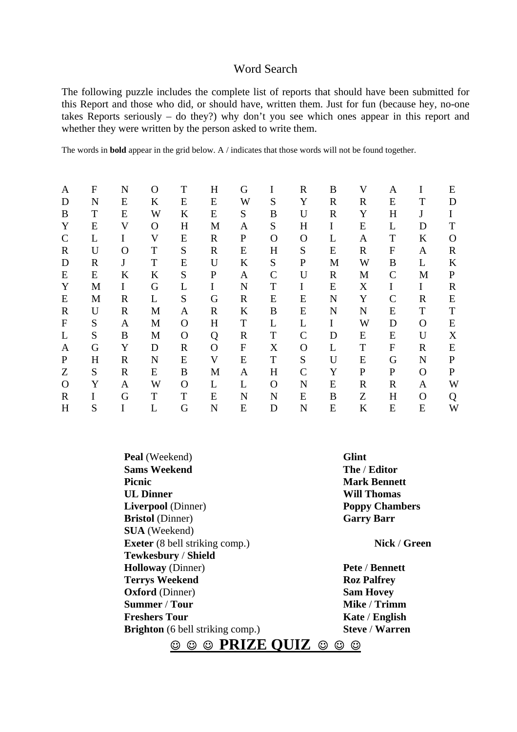# Word Search

The following puzzle includes the complete list of reports that should have been submitted for this Report and those who did, or should have, written them. Just for fun (because hey, no-one takes Reports seriously – do they?) why don't you see which ones appear in this report and whether they were written by the person asked to write them.

The words in **bold** appear in the grid below. A / indicates that those words will not be found together.

```
A F N O T H G I R B V A I E
D N E K E E W S Y R R E T D
B T E W K E S B U R Y H J I
Y E V O H M A S H I E L D T
C L I V E R P O O L A T K O
R U O T S R E H S E R F A R
D R J T E U K S P M W B L K
E E K K S P A C U R M C M P
Y M I G L I N T I E X I I R
E M R L S G R E E N Y C R E
R U R M A R K B E N N E T T
F S A M O H T L L I W D O E
L S B M O Q R T C D E E U X
A G Y D R O F X O L T F R E
P H R N E V E T S U E G N P
Z S R E B M A H C Y P P O P
O Y A W O L L O N E R R A W
R I G T T E N N E B Z H O Q
H S I L G N E D N E K E E W
```

**Peal** (Weekend)
**Sams Weekend**
**Picnic**
**UL Dinner**
**Liverpool** (Dinner)
**Bristol** (Dinner)
**SUA** (Weekend)
**Exeter** (8 bell striking comp.)
**Tewkesbury** / **Shield**
**Holloway** (Dinner)
**Terrys Weekend**
**Oxford** (Dinner)
**Summer** / **Tour**
**Freshers Tour**
**Brighton** (6 bell striking comp.)

**Glint**
**The** / **Editor**
**Mark Bennett**
**Will Thomas**
**Poppy Chambers**
**Garry Barr**

**Nick** / **Green**

**Pete** / **Bennett**
**Roz Palfrey**
**Sam Hovey**
**Mike** / **Trimm**
**Kate** / **English**
**Steve** / **Warren**

## ☺ ☺ ☺ PRIZE QUIZ ☺ ☺ ☺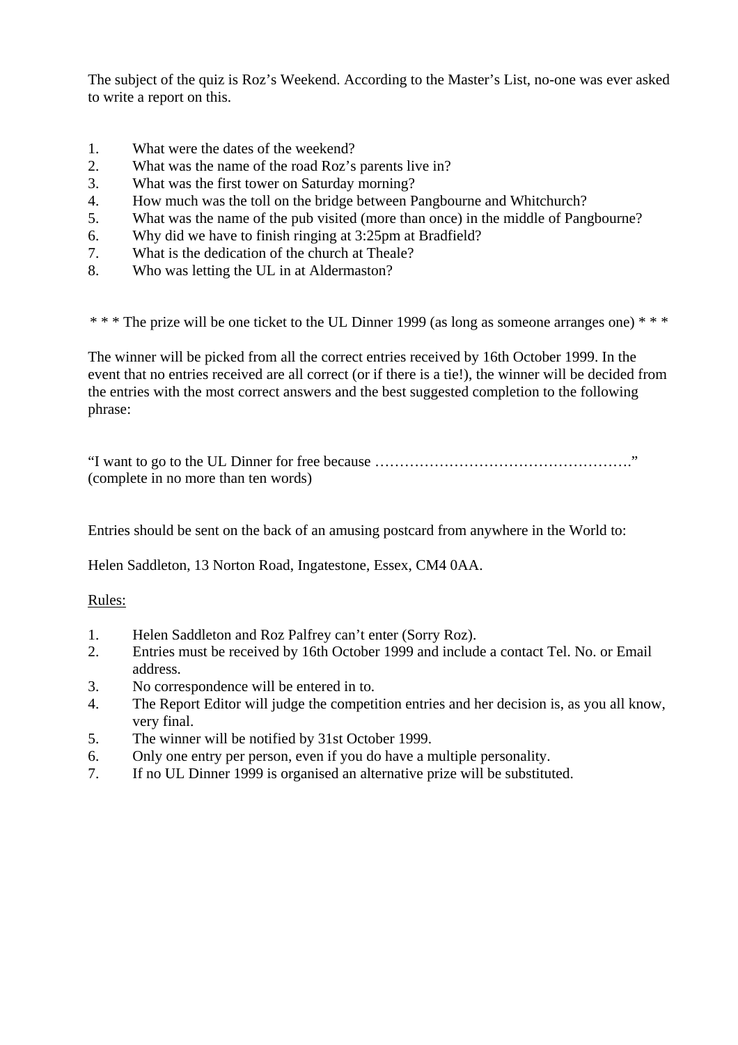The subject of the quiz is Roz's Weekend. According to the Master's List, no-one was ever asked to write a report on this.

1. What were the dates of the weekend?
2. What was the name of the road Roz's parents live in?
3. What was the first tower on Saturday morning?
4. How much was the toll on the bridge between Pangbourne and Whitchurch?
5. What was the name of the pub visited (more than once) in the middle of Pangbourne?
6. Why did we have to finish ringing at 3:25pm at Bradfield?
7. What is the dedication of the church at Theale?
8. Who was letting the UL in at Aldermaston?

\* \* \* The prize will be one ticket to the UL Dinner 1999 (as long as someone arranges one) \* \* \*

The winner will be picked from all the correct entries received by 16th October 1999. In the event that no entries received are all correct (or if there is a tie!), the winner will be decided from the entries with the most correct answers and the best suggested completion to the following phrase:

"I want to go to the UL Dinner for free because ……………………………………………."
(complete in no more than ten words)

Entries should be sent on the back of an amusing postcard from anywhere in the World to:

Helen Saddleton, 13 Norton Road, Ingatestone, Essex, CM4 0AA.

<u>Rules:</u>

1. Helen Saddleton and Roz Palfrey can't enter (Sorry Roz).
2. Entries must be received by 16th October 1999 and include a contact Tel. No. or Email address.
3. No correspondence will be entered in to.
4. The Report Editor will judge the competition entries and her decision is, as you all know, very final.
5. The winner will be notified by 31st October 1999.
6. Only one entry per person, even if you do have a multiple personality.
7. If no UL Dinner 1999 is organised an alternative prize will be substituted.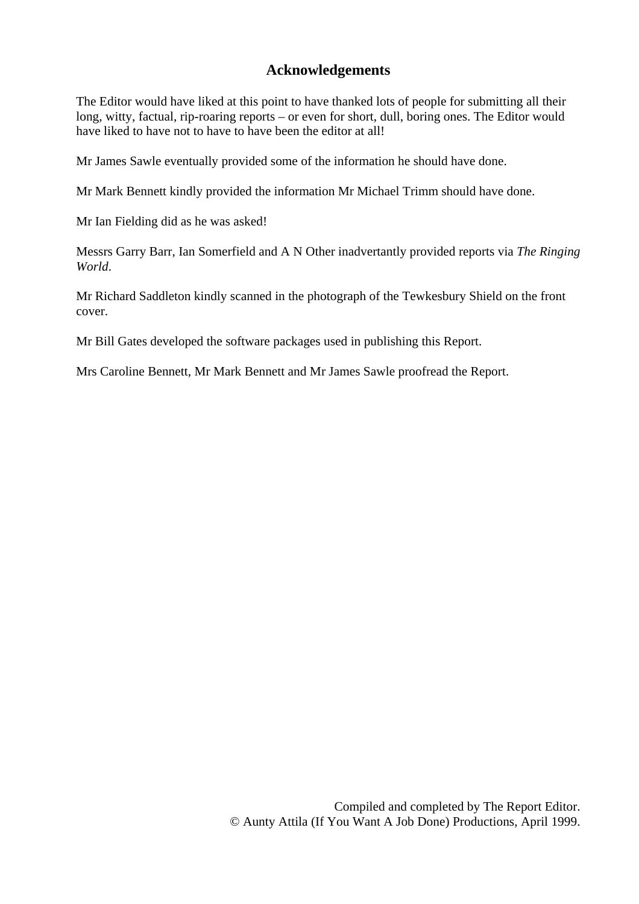## Acknowledgements

The Editor would have liked at this point to have thanked lots of people for submitting all their long, witty, factual, rip-roaring reports – or even for short, dull, boring ones. The Editor would have liked to have not to have to have been the editor at all!

Mr James Sawle eventually provided some of the information he should have done.

Mr Mark Bennett kindly provided the information Mr Michael Trimm should have done.

Mr Ian Fielding did as he was asked!

Messrs Garry Barr, Ian Somerfield and A N Other inadvertantly provided reports via *The Ringing World*.

Mr Richard Saddleton kindly scanned in the photograph of the Tewkesbury Shield on the front cover.

Mr Bill Gates developed the software packages used in publishing this Report.

Mrs Caroline Bennett, Mr Mark Bennett and Mr James Sawle proofread the Report.

Compiled and completed by The Report Editor.
© Aunty Attila (If You Want A Job Done) Productions, April 1999.